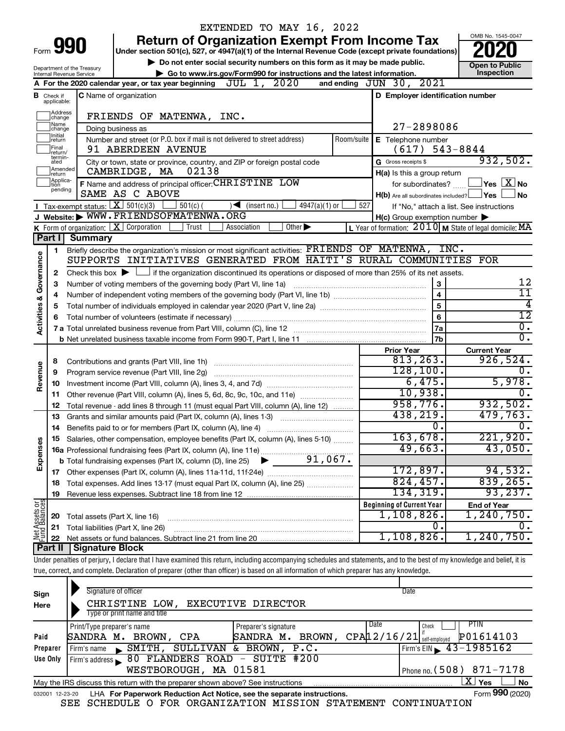EXTENDED TO MAY 16, 2022

# Form 990 — Return of Organization Exempt From Income Tax

Under section 501(c), 527, or 4947(a)(1) of the Internal Revenue Code (except private foundations)

▶ Do not enter social security numbers on this form as it may be made public.

▶ Go to www.irs.gov/Form990 for instructions and the latest information.

Department of the Treasury
Internal Revenue Service

OMB No. 1545-0047

**2020**

**Open to Public Inspection**

**A** For the 2020 calendar year, or tax year beginning JUL 1, 2020 and ending JUN 30, 2021

**B** Check if applicable: Address change, Name change, Initial return, Final return/terminated, Amended return, Application pending

**C** Name of organization: FRIENDS OF MATENWA, INC.

Doing business as

Number and street (or P.O. box if mail is not delivered to street address): 91 ABERDEEN AVENUE — Room/suite

City or town, state or province, country, and ZIP or foreign postal code: CAMBRIDGE, MA 02138

**D** Employer identification number: 27-2898086

**E** Telephone number: (617) 543-8844

**G** Gross receipts $ 932,502.

**F** Name and address of principal officer: CHRISTINE LOW, SAME AS C ABOVE

**H(a)** Is this a group return for subordinates? ☐ Yes ☒ No

**H(b)** Are all subordinates included? ☐ Yes ☐ No — If "No," attach a list. See instructions

**H(c)** Group exemption number ▶

**I** Tax-exempt status: ☒ 501(c)(3) ☐ 501(c) ( ) ◀ (insert no.) ☐ 4947(a)(1) or ☐ 527

**J** Website: ▶ WWW.FRIENDSOFMATENWA.ORG

**K** Form of organization: ☒ Corporation ☐ Trust ☐ Association ☐ Other ▶

**L** Year of formation: 2010 **M** State of legal domicile: MA

## Part I Summary

**Activities & Governance**

1. Briefly describe the organization's mission or most significant activities: FRIENDS OF MATENWA, INC. SUPPORTS INITIATIVES GENERATED FROM HAITI'S RURAL COMMUNITIES FOR
2. Check this box ▶ ☐ if the organization discontinued its operations or disposed of more than 25% of its net assets.

| | | | |
|---|---|---|---|
| 3 | Number of voting members of the governing body (Part VI, line 1a) | 3 | 12 |
| 4 | Number of independent voting members of the governing body (Part VI, line 1b) | 4 | 11 |
| 5 | Total number of individuals employed in calendar year 2020 (Part V, line 2a) | 5 | 4 |
| 6 | Total number of volunteers (estimate if necessary) | 6 | 12 |
| 7a | Total unrelated business revenue from Part VIII, column (C), line 12 | 7a | 0. |
| b | Net unrelated business taxable income from Form 990-T, Part I, line 11 | 7b | 0. |

| | | Prior Year | Current Year |
|---|---|---|---|
| **Revenue** | | | |
| 8 | Contributions and grants (Part VIII, line 1h) | 813,263. | 926,524. |
| 9 | Program service revenue (Part VIII, line 2g) | 128,100. | 0. |
| 10 | Investment income (Part VIII, column (A), lines 3, 4, and 7d) | 6,475. | 5,978. |
| 11 | Other revenue (Part VIII, column (A), lines 5, 6d, 8c, 9c, 10c, and 11e) | 10,938. | 0. |
| 12 | Total revenue - add lines 8 through 11 (must equal Part VIII, column (A), line 12) | 958,776. | 932,502. |
| **Expenses** | | | |
| 13 | Grants and similar amounts paid (Part IX, column (A), lines 1-3) | 438,219. | 479,763. |
| 14 | Benefits paid to or for members (Part IX, column (A), line 4) | 0. | 0. |
| 15 | Salaries, other compensation, employee benefits (Part IX, column (A), lines 5-10) | 163,678. | 221,920. |
| 16a | Professional fundraising fees (Part IX, column (A), line 11e) | 49,663. | 43,050. |
| b | Total fundraising expenses (Part IX, column (D), line 25) ▶ 91,067. | | |
| 17 | Other expenses (Part IX, column (A), lines 11a-11d, 11f-24e) | 172,897. | 94,532. |
| 18 | Total expenses. Add lines 13-17 (must equal Part IX, column (A), line 25) | 824,457. | 839,265. |
| 19 | Revenue less expenses. Subtract line 18 from line 12 | 134,319. | 93,237. |
| **Net Assets or Fund Balances** | | **Beginning of Current Year** | **End of Year** |
| 20 | Total assets (Part X, line 16) | 1,108,826. | 1,240,750. |
| 21 | Total liabilities (Part X, line 26) | 0. | 0. |
| 22 | Net assets or fund balances. Subtract line 21 from line 20 | 1,108,826. | 1,240,750. |

## Part II Signature Block

Under penalties of perjury, I declare that I have examined this return, including accompanying schedules and statements, and to the best of my knowledge and belief, it is true, correct, and complete. Declaration of preparer (other than officer) is based on all information of which preparer has any knowledge.

**Sign Here**

Signature of officer — Date

CHRISTINE LOW, EXECUTIVE DIRECTOR
Type or print name and title

**Paid Preparer Use Only**

| Print/Type preparer's name | Preparer's signature | Date | Check if self-employed | PTIN |
|---|---|---|---|---|
| SANDRA M. BROWN, CPA | SANDRA M. BROWN, CPA | 12/16/21 | ☐ | P01614103 |

Firm's name ▶ SMITH, SULLIVAN & BROWN, P.C. — Firm's EIN ▶ 43-1985162

Firm's address ▶ 80 FLANDERS ROAD - SUITE #200, WESTBOROUGH, MA 01581 — Phone no. (508) 871-7178

May the IRS discuss this return with the preparer shown above? See instructions ☒ Yes ☐ No

032001 12-23-20 LHA For Paperwork Reduction Act Notice, see the separate instructions. Form **990** (2020)

SEE SCHEDULE O FOR ORGANIZATION MISSION STATEMENT CONTINUATION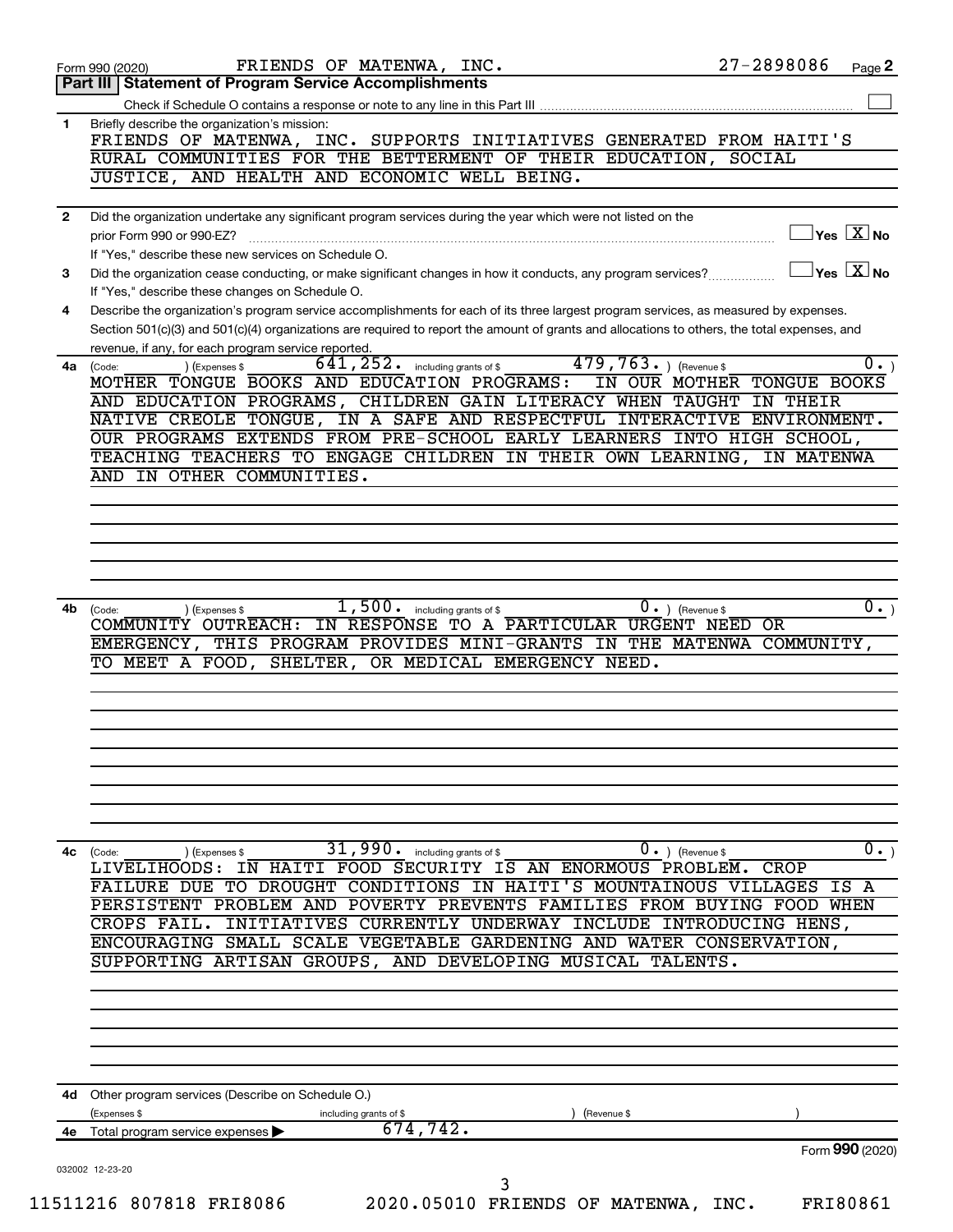Form 990 (2020) FRIENDS OF MATENWA, INC. 27-2898086 Page **2**

## Part III | Statement of Program Service Accomplishments

Check if Schedule O contains a response or note to any line in this Part III ☐

**1** Briefly describe the organization's mission:

FRIENDS OF MATENWA, INC. SUPPORTS INITIATIVES GENERATED FROM HAITI'S RURAL COMMUNITIES FOR THE BETTERMENT OF THEIR EDUCATION, SOCIAL JUSTICE, AND HEALTH AND ECONOMIC WELL BEING.

**2** Did the organization undertake any significant program services during the year which were not listed on the prior Form 990 or 990-EZ? ☐ Yes ☒ No

If "Yes," describe these new services on Schedule O.

**3** Did the organization cease conducting, or make significant changes in how it conducts, any program services? ☐ Yes ☒ No

If "Yes," describe these changes on Schedule O.

**4** Describe the organization's program service accomplishments for each of its three largest program services, as measured by expenses. Section 501(c)(3) and 501(c)(4) organizations are required to report the amount of grants and allocations to others, the total expenses, and revenue, if any, for each program service reported.

**4a** (Code: ) (Expenses $ 641,252. including grants of $ 479,763. ) (Revenue $ 0. )

MOTHER TONGUE BOOKS AND EDUCATION PROGRAMS: IN OUR MOTHER TONGUE BOOKS AND EDUCATION PROGRAMS, CHILDREN GAIN LITERACY WHEN TAUGHT IN THEIR NATIVE CREOLE TONGUE, IN A SAFE AND RESPECTFUL INTERACTIVE ENVIRONMENT. OUR PROGRAMS EXTENDS FROM PRE-SCHOOL EARLY LEARNERS INTO HIGH SCHOOL, TEACHING TEACHERS TO ENGAGE CHILDREN IN THEIR OWN LEARNING, IN MATENWA AND IN OTHER COMMUNITIES.

**4b** (Code: ) (Expenses $ 1,500. including grants of $ 0. ) (Revenue $ 0. )

COMMUNITY OUTREACH: IN RESPONSE TO A PARTICULAR URGENT NEED OR EMERGENCY, THIS PROGRAM PROVIDES MINI-GRANTS IN THE MATENWA COMMUNITY, TO MEET A FOOD, SHELTER, OR MEDICAL EMERGENCY NEED.

**4c** (Code: ) (Expenses $ 31,990. including grants of $ 0. ) (Revenue $ 0. )

LIVELIHOODS: IN HAITI FOOD SECURITY IS AN ENORMOUS PROBLEM. CROP FAILURE DUE TO DROUGHT CONDITIONS IN HAITI'S MOUNTAINOUS VILLAGES IS A PERSISTENT PROBLEM AND POVERTY PREVENTS FAMILIES FROM BUYING FOOD WHEN CROPS FAIL. INITIATIVES CURRENTLY UNDERWAY INCLUDE INTRODUCING HENS, ENCOURAGING SMALL SCALE VEGETABLE GARDENING AND WATER CONSERVATION, SUPPORTING ARTISAN GROUPS, AND DEVELOPING MUSICAL TALENTS.

**4d** Other program services (Describe on Schedule O.)

(Expenses $ including grants of $ ) (Revenue $ )

**4e** Total program service expenses ▶ 674,742.

Form **990** (2020)

032002 12-23-20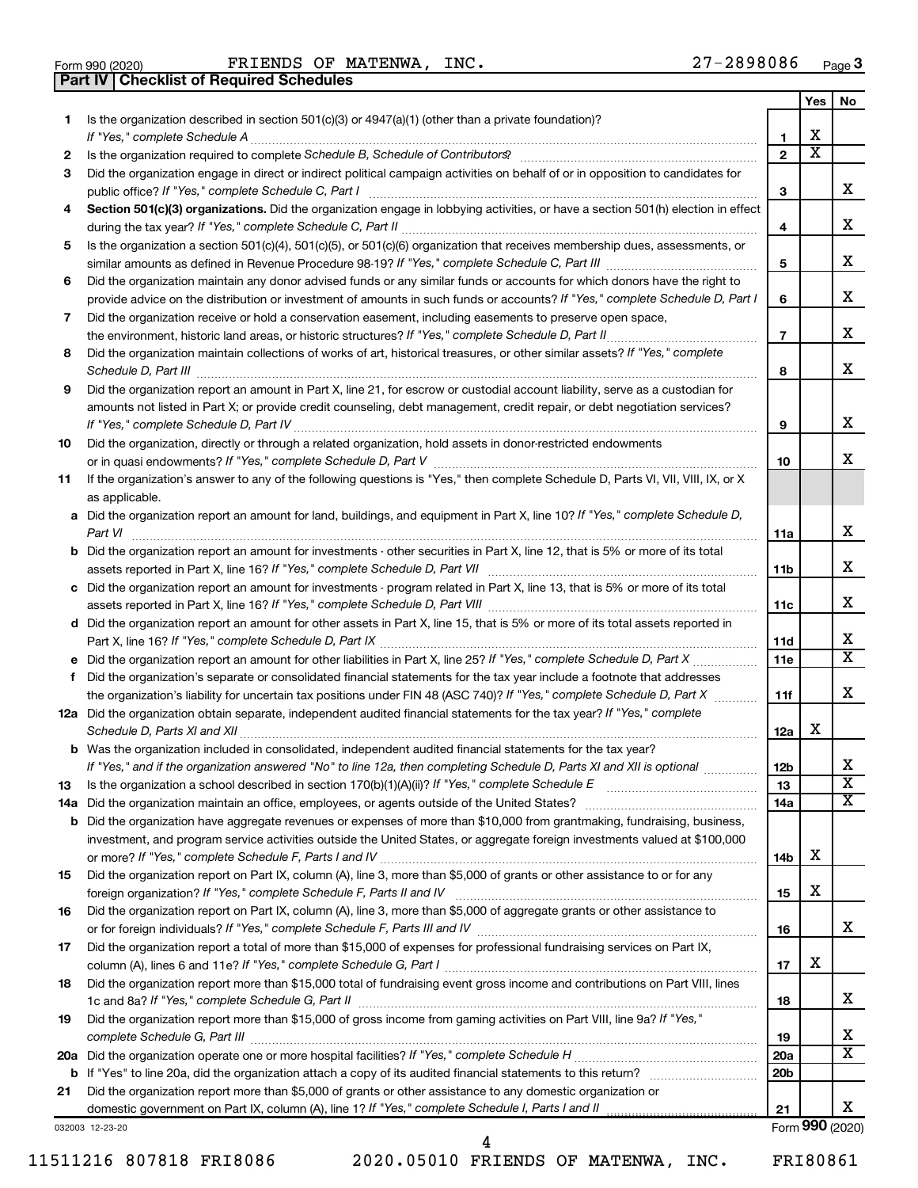Form 990 (2020) FRIENDS OF MATENWA, INC. 27-2898086

## Part IV Checklist of Required Schedules

| | | | Yes | No |
|---|---|---|---|---|
| 1 | Is the organization described in section 501(c)(3) or 4947(a)(1) (other than a private foundation)? *If "Yes," complete Schedule A* | 1 | X | |
| 2 | Is the organization required to complete *Schedule B, Schedule of Contributors*? | 2 | X | |
| 3 | Did the organization engage in direct or indirect political campaign activities on behalf of or in opposition to candidates for public office? *If "Yes," complete Schedule C, Part I* | 3 | | X |
| 4 | **Section 501(c)(3) organizations.** Did the organization engage in lobbying activities, or have a section 501(h) election in effect during the tax year? *If "Yes," complete Schedule C, Part II* | 4 | | X |
| 5 | Is the organization a section 501(c)(4), 501(c)(5), or 501(c)(6) organization that receives membership dues, assessments, or similar amounts as defined in Revenue Procedure 98-19? *If "Yes," complete Schedule C, Part III* | 5 | | X |
| 6 | Did the organization maintain any donor advised funds or any similar funds or accounts for which donors have the right to provide advice on the distribution or investment of amounts in such funds or accounts? *If "Yes," complete Schedule D, Part I* | 6 | | X |
| 7 | Did the organization receive or hold a conservation easement, including easements to preserve open space, the environment, historic land areas, or historic structures? *If "Yes," complete Schedule D, Part II* | 7 | | X |
| 8 | Did the organization maintain collections of works of art, historical treasures, or other similar assets? *If "Yes," complete Schedule D, Part III* | 8 | | X |
| 9 | Did the organization report an amount in Part X, line 21, for escrow or custodial account liability, serve as a custodian for amounts not listed in Part X; or provide credit counseling, debt management, credit repair, or debt negotiation services? *If "Yes," complete Schedule D, Part IV* | 9 | | X |
| 10 | Did the organization, directly or through a related organization, hold assets in donor-restricted endowments or in quasi endowments? *If "Yes," complete Schedule D, Part V* | 10 | | X |
| 11 | If the organization's answer to any of the following questions is "Yes," then complete Schedule D, Parts VI, VII, VIII, IX, or X as applicable. | | | |
| a | Did the organization report an amount for land, buildings, and equipment in Part X, line 10? *If "Yes," complete Schedule D, Part VI* | 11a | | X |
| b | Did the organization report an amount for investments - other securities in Part X, line 12, that is 5% or more of its total assets reported in Part X, line 16? *If "Yes," complete Schedule D, Part VII* | 11b | | X |
| c | Did the organization report an amount for investments - program related in Part X, line 13, that is 5% or more of its total assets reported in Part X, line 16? *If "Yes," complete Schedule D, Part VIII* | 11c | | X |
| d | Did the organization report an amount for other assets in Part X, line 15, that is 5% or more of its total assets reported in Part X, line 16? *If "Yes," complete Schedule D, Part IX* | 11d | | X |
| e | Did the organization report an amount for other liabilities in Part X, line 25? *If "Yes," complete Schedule D, Part X* | 11e | | X |
| f | Did the organization's separate or consolidated financial statements for the tax year include a footnote that addresses the organization's liability for uncertain tax positions under FIN 48 (ASC 740)? *If "Yes," complete Schedule D, Part X* | 11f | | X |
| 12a | Did the organization obtain separate, independent audited financial statements for the tax year? *If "Yes," complete Schedule D, Parts XI and XII* | 12a | X | |
| b | Was the organization included in consolidated, independent audited financial statements for the tax year? *If "Yes," and if the organization answered "No" to line 12a, then completing Schedule D, Parts XI and XII is optional* | 12b | | X |
| 13 | Is the organization a school described in section 170(b)(1)(A)(ii)? *If "Yes," complete Schedule E* | 13 | | X |
| 14a | Did the organization maintain an office, employees, or agents outside of the United States? | 14a | | X |
| b | Did the organization have aggregate revenues or expenses of more than $10,000 from grantmaking, fundraising, business, investment, and program service activities outside the United States, or aggregate foreign investments valued at $100,000 or more? *If "Yes," complete Schedule F, Parts I and IV* | 14b | X | |
| 15 | Did the organization report on Part IX, column (A), line 3, more than $5,000 of grants or other assistance to or for any foreign organization? *If "Yes," complete Schedule F, Parts II and IV* | 15 | X | |
| 16 | Did the organization report on Part IX, column (A), line 3, more than $5,000 of aggregate grants or other assistance to or for foreign individuals? *If "Yes," complete Schedule F, Parts III and IV* | 16 | | X |
| 17 | Did the organization report a total of more than $15,000 of expenses for professional fundraising services on Part IX, column (A), lines 6 and 11e? *If "Yes," complete Schedule G, Part I* | 17 | X | |
| 18 | Did the organization report more than $15,000 total of fundraising event gross income and contributions on Part VIII, lines 1c and 8a? *If "Yes," complete Schedule G, Part II* | 18 | | X |
| 19 | Did the organization report more than $15,000 of gross income from gaming activities on Part VIII, line 9a? *If "Yes," complete Schedule G, Part III* | 19 | | X |
| 20a | Did the organization operate one or more hospital facilities? *If "Yes," complete Schedule H* | 20a | | X |
| b | If "Yes" to line 20a, did the organization attach a copy of its audited financial statements to this return? | 20b | | |
| 21 | Did the organization report more than $5,000 of grants or other assistance to any domestic organization or domestic government on Part IX, column (A), line 1? *If "Yes," complete Schedule I, Parts I and II* | 21 | | X |

032003 12-23-20 Form **990** (2020)

11511216 807818 FRI8086 2020.05010 FRIENDS OF MATENWA, INC. FRI80861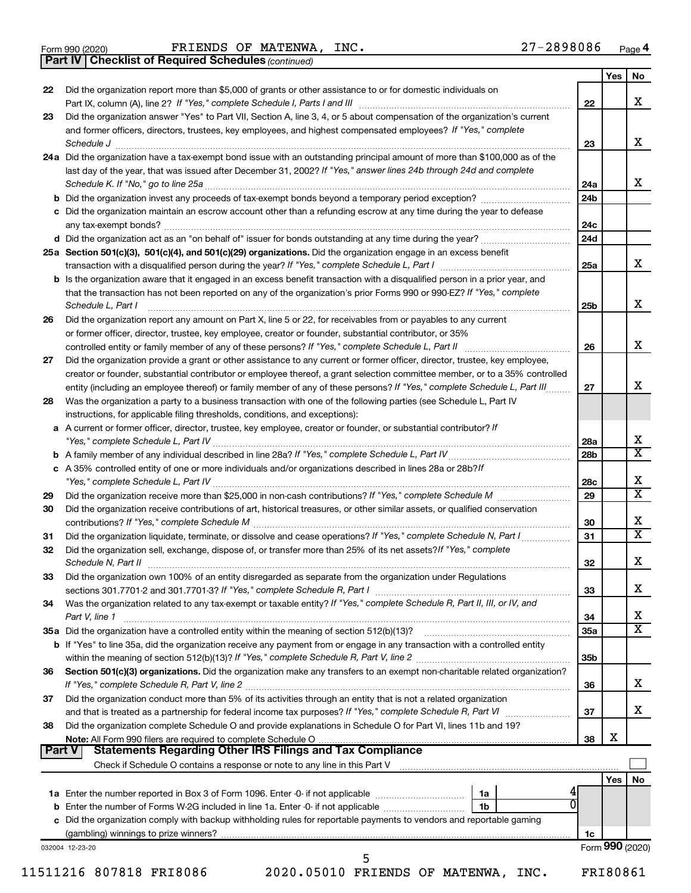Form 990 (2020) FRIENDS OF MATENWA, INC. 27-2898086 Page 4

**Part IV | Checklist of Required Schedules** *(continued)*

| | | | Yes | No |
|---|---|---|---|---|
| 22 | Did the organization report more than $5,000 of grants or other assistance to or for domestic individuals on Part IX, column (A), line 2? *If "Yes," complete Schedule I, Parts I and III* | 22 | | X |
| 23 | Did the organization answer "Yes" to Part VII, Section A, line 3, 4, or 5 about compensation of the organization's current and former officers, directors, trustees, key employees, and highest compensated employees? *If "Yes," complete Schedule J* | 23 | | X |
| 24a | Did the organization have a tax-exempt bond issue with an outstanding principal amount of more than $100,000 as of the last day of the year, that was issued after December 31, 2002? *If "Yes," answer lines 24b through 24d and complete Schedule K. If "No," go to line 25a* | 24a | | X |
| b | Did the organization invest any proceeds of tax-exempt bonds beyond a temporary period exception? | 24b | | |
| c | Did the organization maintain an escrow account other than a refunding escrow at any time during the year to defease any tax-exempt bonds? | 24c | | |
| d | Did the organization act as an "on behalf of" issuer for bonds outstanding at any time during the year? | 24d | | |
| 25a | **Section 501(c)(3), 501(c)(4), and 501(c)(29) organizations.** Did the organization engage in an excess benefit transaction with a disqualified person during the year? *If "Yes," complete Schedule L, Part I* | 25a | | X |
| b | Is the organization aware that it engaged in an excess benefit transaction with a disqualified person in a prior year, and that the transaction has not been reported on any of the organization's prior Forms 990 or 990-EZ? *If "Yes," complete Schedule L, Part I* | 25b | | X |
| 26 | Did the organization report any amount on Part X, line 5 or 22, for receivables from or payables to any current or former officer, director, trustee, key employee, creator or founder, substantial contributor, or 35% controlled entity or family member of any of these persons? *If "Yes," complete Schedule L, Part II* | 26 | | X |
| 27 | Did the organization provide a grant or other assistance to any current or former officer, director, trustee, key employee, creator or founder, substantial contributor or employee thereof, a grant selection committee member, or to a 35% controlled entity (including an employee thereof) or family member of any of these persons? *If "Yes," complete Schedule L, Part III* | 27 | | X |
| 28 | Was the organization a party to a business transaction with one of the following parties (see Schedule L, Part IV instructions, for applicable filing thresholds, conditions, and exceptions): | | | |
| a | A current or former officer, director, trustee, key employee, creator or founder, or substantial contributor? *If "Yes," complete Schedule L, Part IV* | 28a | | X |
| b | A family member of any individual described in line 28a? *If "Yes," complete Schedule L, Part IV* | 28b | | X |
| c | A 35% controlled entity of one or more individuals and/or organizations described in lines 28a or 28b? *If "Yes," complete Schedule L, Part IV* | 28c | | X |
| 29 | Did the organization receive more than $25,000 in non-cash contributions? *If "Yes," complete Schedule M* | 29 | | X |
| 30 | Did the organization receive contributions of art, historical treasures, or other similar assets, or qualified conservation contributions? *If "Yes," complete Schedule M* | 30 | | X |
| 31 | Did the organization liquidate, terminate, or dissolve and cease operations? *If "Yes," complete Schedule N, Part I* | 31 | | X |
| 32 | Did the organization sell, exchange, dispose of, or transfer more than 25% of its net assets? *If "Yes," complete Schedule N, Part II* | 32 | | X |
| 33 | Did the organization own 100% of an entity disregarded as separate from the organization under Regulations sections 301.7701-2 and 301.7701-3? *If "Yes," complete Schedule R, Part I* | 33 | | X |
| 34 | Was the organization related to any tax-exempt or taxable entity? *If "Yes," complete Schedule R, Part II, III, or IV, and Part V, line 1* | 34 | | X |
| 35a | Did the organization have a controlled entity within the meaning of section 512(b)(13)? | 35a | | X |
| b | If "Yes" to line 35a, did the organization receive any payment from or engage in any transaction with a controlled entity within the meaning of section 512(b)(13)? *If "Yes," complete Schedule R, Part V, line 2* | 35b | | |
| 36 | **Section 501(c)(3) organizations.** Did the organization make any transfers to an exempt non-charitable related organization? *If "Yes," complete Schedule R, Part V, line 2* | 36 | | X |
| 37 | Did the organization conduct more than 5% of its activities through an entity that is not a related organization and that is treated as a partnership for federal income tax purposes? *If "Yes," complete Schedule R, Part VI* | 37 | | X |
| 38 | Did the organization complete Schedule O and provide explanations in Schedule O for Part VI, lines 11b and 19? **Note:** All Form 990 filers are required to complete Schedule O | 38 | X | |

**Part V | Statements Regarding Other IRS Filings and Tax Compliance**

Check if Schedule O contains a response or note to any line in this Part V ☐

| | | | | | Yes | No |
|---|---|---|---|---|---|---|
| 1a | Enter the number reported in Box 3 of Form 1096. Enter -0- if not applicable | 1a | 4 | | | |
| b | Enter the number of Forms W-2G included in line 1a. Enter -0- if not applicable | 1b | 0 | | | |
| c | Did the organization comply with backup withholding rules for reportable payments to vendors and reportable gaming (gambling) winnings to prize winners? | | | 1c | | |

032004 12-23-20 Form **990** (2020)

11511216 807818 FRI8086 2020.05010 FRIENDS OF MATENWA, INC. FRI80861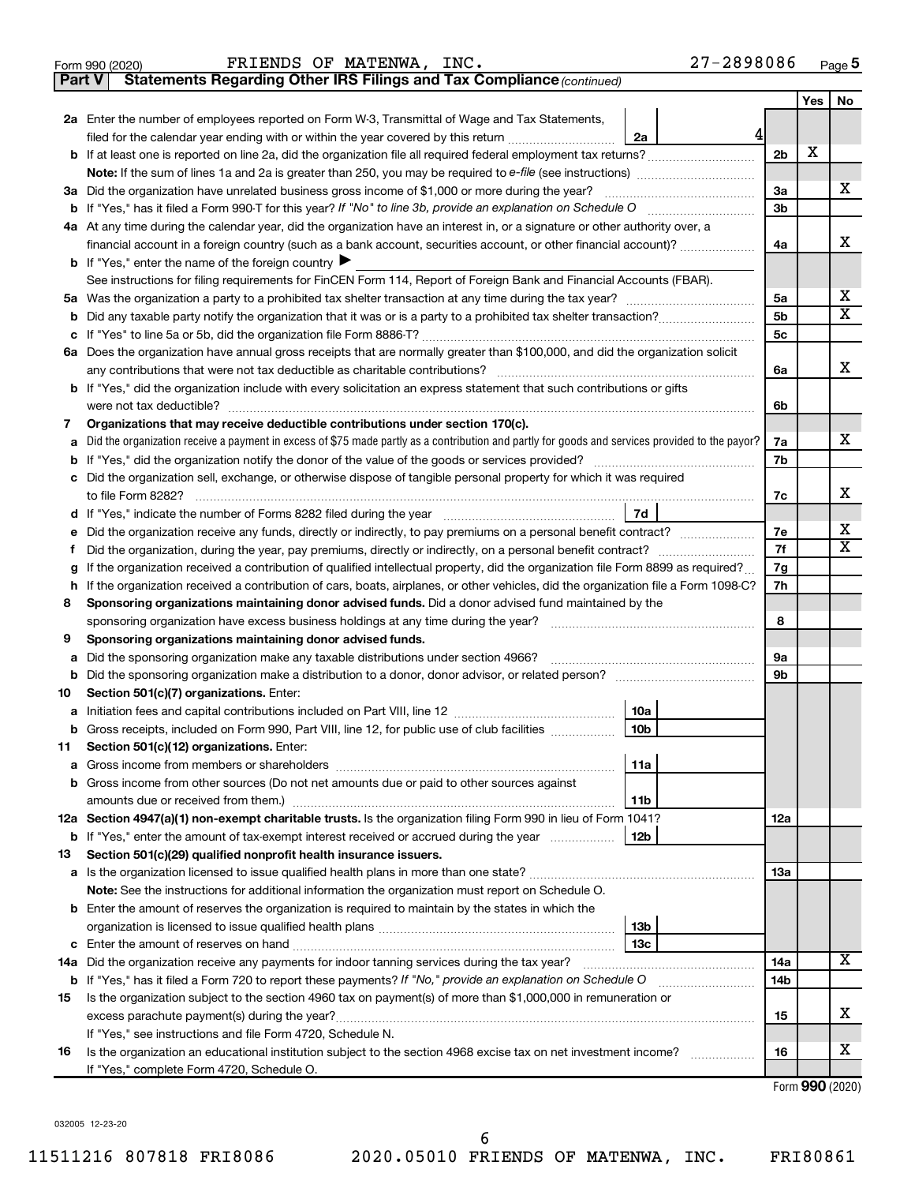Form 990 (2020) FRIENDS OF MATENWA, INC. 27-2898086 Page 5

**Part V — Statements Regarding Other IRS Filings and Tax Compliance** *(continued)*

| Line | Question | | | Ref | Yes | No |
|---|---|---|---|---|---|---|
| 2a | Enter the number of employees reported on Form W-3, Transmittal of Wage and Tax Statements, filed for the calendar year ending with or within the year covered by this return | 2a | 4 | | | |
| b | If at least one is reported on line 2a, did the organization file all required federal employment tax returns? | | | 2b | X | |
| | **Note:** If the sum of lines 1a and 2a is greater than 250, you may be required to *e-file* (see instructions) | | | | | |
| 3a | Did the organization have unrelated business gross income of $1,000 or more during the year? | | | 3a | | X |
| b | If "Yes," has it filed a Form 990-T for this year? *If "No" to line 3b, provide an explanation on Schedule O* | | | 3b | | |
| 4a | At any time during the calendar year, did the organization have an interest in, or a signature or other authority over, a financial account in a foreign country (such as a bank account, securities account, or other financial account)? | | | 4a | | X |
| b | If "Yes," enter the name of the foreign country ▶ | | | | | |
| | See instructions for filing requirements for FinCEN Form 114, Report of Foreign Bank and Financial Accounts (FBAR). | | | | | |
| 5a | Was the organization a party to a prohibited tax shelter transaction at any time during the tax year? | | | 5a | | X |
| b | Did any taxable party notify the organization that it was or is a party to a prohibited tax shelter transaction? | | | 5b | | X |
| c | If "Yes" to line 5a or 5b, did the organization file Form 8886-T? | | | 5c | | |
| 6a | Does the organization have annual gross receipts that are normally greater than $100,000, and did the organization solicit any contributions that were not tax deductible as charitable contributions? | | | 6a | | X |
| b | If "Yes," did the organization include with every solicitation an express statement that such contributions or gifts were not tax deductible? | | | 6b | | |
| 7 | **Organizations that may receive deductible contributions under section 170(c).** | | | | | |
| a | Did the organization receive a payment in excess of $75 made partly as a contribution and partly for goods and services provided to the payor? | | | 7a | | X |
| b | If "Yes," did the organization notify the donor of the value of the goods or services provided? | | | 7b | | |
| c | Did the organization sell, exchange, or otherwise dispose of tangible personal property for which it was required to file Form 8282? | | | 7c | | X |
| d | If "Yes," indicate the number of Forms 8282 filed during the year | 7d | | | | |
| e | Did the organization receive any funds, directly or indirectly, to pay premiums on a personal benefit contract? | | | 7e | | X |
| f | Did the organization, during the year, pay premiums, directly or indirectly, on a personal benefit contract? | | | 7f | | X |
| g | If the organization received a contribution of qualified intellectual property, did the organization file Form 8899 as required? | | | 7g | | |
| h | If the organization received a contribution of cars, boats, airplanes, or other vehicles, did the organization file a Form 1098-C? | | | 7h | | |
| 8 | **Sponsoring organizations maintaining donor advised funds.** Did a donor advised fund maintained by the sponsoring organization have excess business holdings at any time during the year? | | | 8 | | |
| 9 | **Sponsoring organizations maintaining donor advised funds.** | | | | | |
| a | Did the sponsoring organization make any taxable distributions under section 4966? | | | 9a | | |
| b | Did the sponsoring organization make a distribution to a donor, donor advisor, or related person? | | | 9b | | |
| 10 | **Section 501(c)(7) organizations.** Enter: | | | | | |
| a | Initiation fees and capital contributions included on Part VIII, line 12 | 10a | | | | |
| b | Gross receipts, included on Form 990, Part VIII, line 12, for public use of club facilities | 10b | | | | |
| 11 | **Section 501(c)(12) organizations.** Enter: | | | | | |
| a | Gross income from members or shareholders | 11a | | | | |
| b | Gross income from other sources (Do not net amounts due or paid to other sources against amounts due or received from them.) | 11b | | | | |
| 12a | **Section 4947(a)(1) non-exempt charitable trusts.** Is the organization filing Form 990 in lieu of Form 1041? | | | 12a | | |
| b | If "Yes," enter the amount of tax-exempt interest received or accrued during the year | 12b | | | | |
| 13 | **Section 501(c)(29) qualified nonprofit health insurance issuers.** | | | | | |
| a | Is the organization licensed to issue qualified health plans in more than one state? | | | 13a | | |
| | **Note:** See the instructions for additional information the organization must report on Schedule O. | | | | | |
| b | Enter the amount of reserves the organization is required to maintain by the states in which the organization is licensed to issue qualified health plans | 13b | | | | |
| c | Enter the amount of reserves on hand | 13c | | | | |
| 14a | Did the organization receive any payments for indoor tanning services during the tax year? | | | 14a | | X |
| b | If "Yes," has it filed a Form 720 to report these payments? *If "No," provide an explanation on Schedule O* | | | 14b | | |
| 15 | Is the organization subject to the section 4960 tax on payment(s) of more than $1,000,000 in remuneration or excess parachute payment(s) during the year? | | | 15 | | X |
| | If "Yes," see instructions and file Form 4720, Schedule N. | | | | | |
| 16 | Is the organization an educational institution subject to the section 4968 excise tax on net investment income? | | | 16 | | X |
| | If "Yes," complete Form 4720, Schedule O. | | | | | |

Form **990** (2020)

032005 12-23-20

11511216 807818 FRI8086 2020.05010 FRIENDS OF MATENWA, INC. FRI80861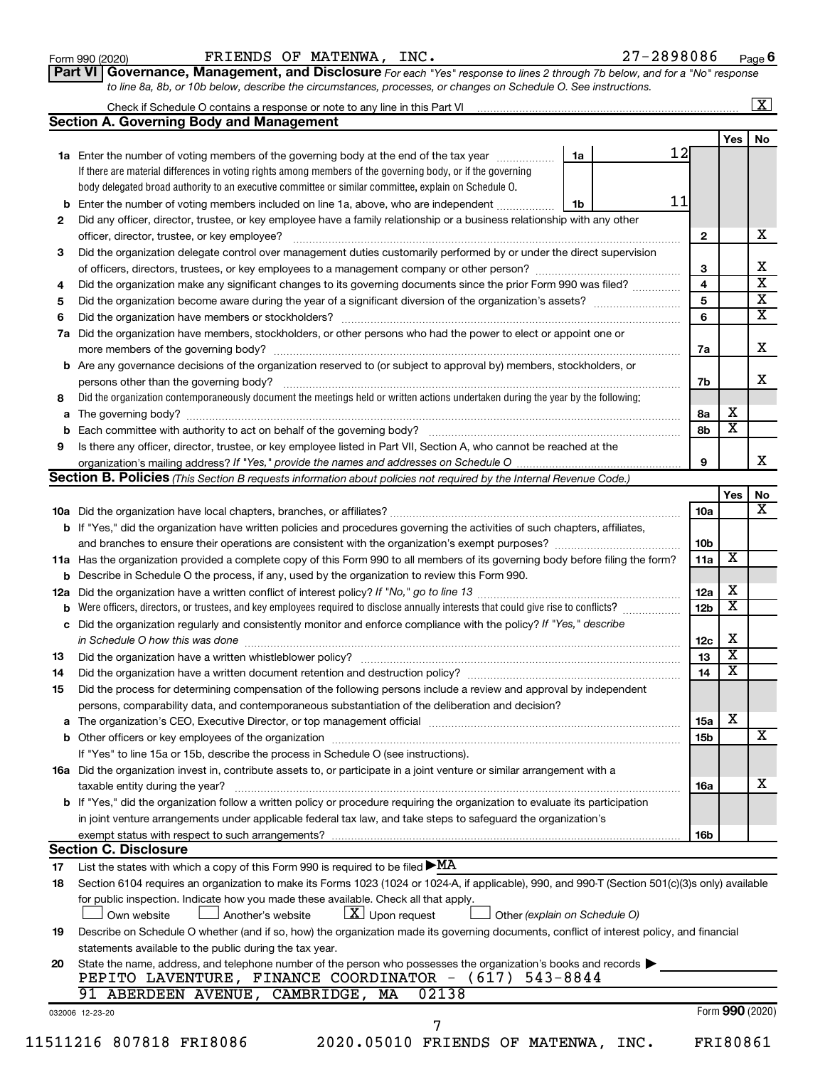Form 990 (2020) FRIENDS OF MATENWA, INC. 27-2898086 Page 6

**Part VI Governance, Management, and Disclosure** *For each "Yes" response to lines 2 through 7b below, and for a "No" response to line 8a, 8b, or 10b below, describe the circumstances, processes, or changes on Schedule O. See instructions.*

Check if Schedule O contains a response or note to any line in this Part VI [X]

## Section A. Governing Body and Management

| | | | | Yes | No |
|---|---|---|---|---|---|
| 1a | Enter the number of voting members of the governing body at the end of the tax year. If there are material differences in voting rights among members of the governing body, or if the governing body delegated broad authority to an executive committee or similar committee, explain on Schedule O. | 1a 12 | | | |
| b | Enter the number of voting members included on line 1a, above, who are independent | 1b 11 | | | |
| 2 | Did any officer, director, trustee, or key employee have a family relationship or a business relationship with any other officer, director, trustee, or key employee? | | 2 | | X |
| 3 | Did the organization delegate control over management duties customarily performed by or under the direct supervision of officers, directors, trustees, or key employees to a management company or other person? | | 3 | | X |
| 4 | Did the organization make any significant changes to its governing documents since the prior Form 990 was filed? | | 4 | | X |
| 5 | Did the organization become aware during the year of a significant diversion of the organization's assets? | | 5 | | X |
| 6 | Did the organization have members or stockholders? | | 6 | | X |
| 7a | Did the organization have members, stockholders, or other persons who had the power to elect or appoint one or more members of the governing body? | | 7a | | X |
| b | Are any governance decisions of the organization reserved to (or subject to approval by) members, stockholders, or persons other than the governing body? | | 7b | | X |
| 8 | Did the organization contemporaneously document the meetings held or written actions undertaken during the year by the following: | | | | |
| a | The governing body? | | 8a | X | |
| b | Each committee with authority to act on behalf of the governing body? | | 8b | X | |
| 9 | Is there any officer, director, trustee, or key employee listed in Part VII, Section A, who cannot be reached at the organization's mailing address? *If "Yes," provide the names and addresses on Schedule O* | | 9 | | X |

## Section B. Policies *(This Section B requests information about policies not required by the Internal Revenue Code.)*

| | | | Yes | No |
|---|---|---|---|---|
| 10a | Did the organization have local chapters, branches, or affiliates? | 10a | | X |
| b | If "Yes," did the organization have written policies and procedures governing the activities of such chapters, affiliates, and branches to ensure their operations are consistent with the organization's exempt purposes? | 10b | | |
| 11a | Has the organization provided a complete copy of this Form 990 to all members of its governing body before filing the form? | 11a | X | |
| b | Describe in Schedule O the process, if any, used by the organization to review this Form 990. | | | |
| 12a | Did the organization have a written conflict of interest policy? *If "No," go to line 13* | 12a | X | |
| b | Were officers, directors, or trustees, and key employees required to disclose annually interests that could give rise to conflicts? | 12b | X | |
| c | Did the organization regularly and consistently monitor and enforce compliance with the policy? *If "Yes," describe in Schedule O how this was done* | 12c | X | |
| 13 | Did the organization have a written whistleblower policy? | 13 | X | |
| 14 | Did the organization have a written document retention and destruction policy? | 14 | X | |
| 15 | Did the process for determining compensation of the following persons include a review and approval by independent persons, comparability data, and contemporaneous substantiation of the deliberation and decision? | | | |
| a | The organization's CEO, Executive Director, or top management official | 15a | X | |
| b | Other officers or key employees of the organization | 15b | | X |
| | If "Yes" to line 15a or 15b, describe the process in Schedule O (see instructions). | | | |
| 16a | Did the organization invest in, contribute assets to, or participate in a joint venture or similar arrangement with a taxable entity during the year? | 16a | | X |
| b | If "Yes," did the organization follow a written policy or procedure requiring the organization to evaluate its participation in joint venture arrangements under applicable federal tax law, and take steps to safeguard the organization's exempt status with respect to such arrangements? | 16b | | |

## Section C. Disclosure

17 List the states with which a copy of this Form 990 is required to be filed ▶ MA

18 Section 6104 requires an organization to make its Forms 1023 (1024 or 1024-A, if applicable), 990, and 990-T (Section 501(c)(3)s only) available for public inspection. Indicate how you made these available. Check all that apply.

[ ] Own website [ ] Another's website [X] Upon request [ ] Other *(explain on Schedule O)*

19 Describe on Schedule O whether (and if so, how) the organization made its governing documents, conflict of interest policy, and financial statements available to the public during the tax year.

20 State the name, address, and telephone number of the person who possesses the organization's books and records ▶
PEPITO LAVENTURE, FINANCE COORDINATOR - (617) 543-8844
91 ABERDEEN AVENUE, CAMBRIDGE, MA 02138

032006 12-23-20 Form **990** (2020)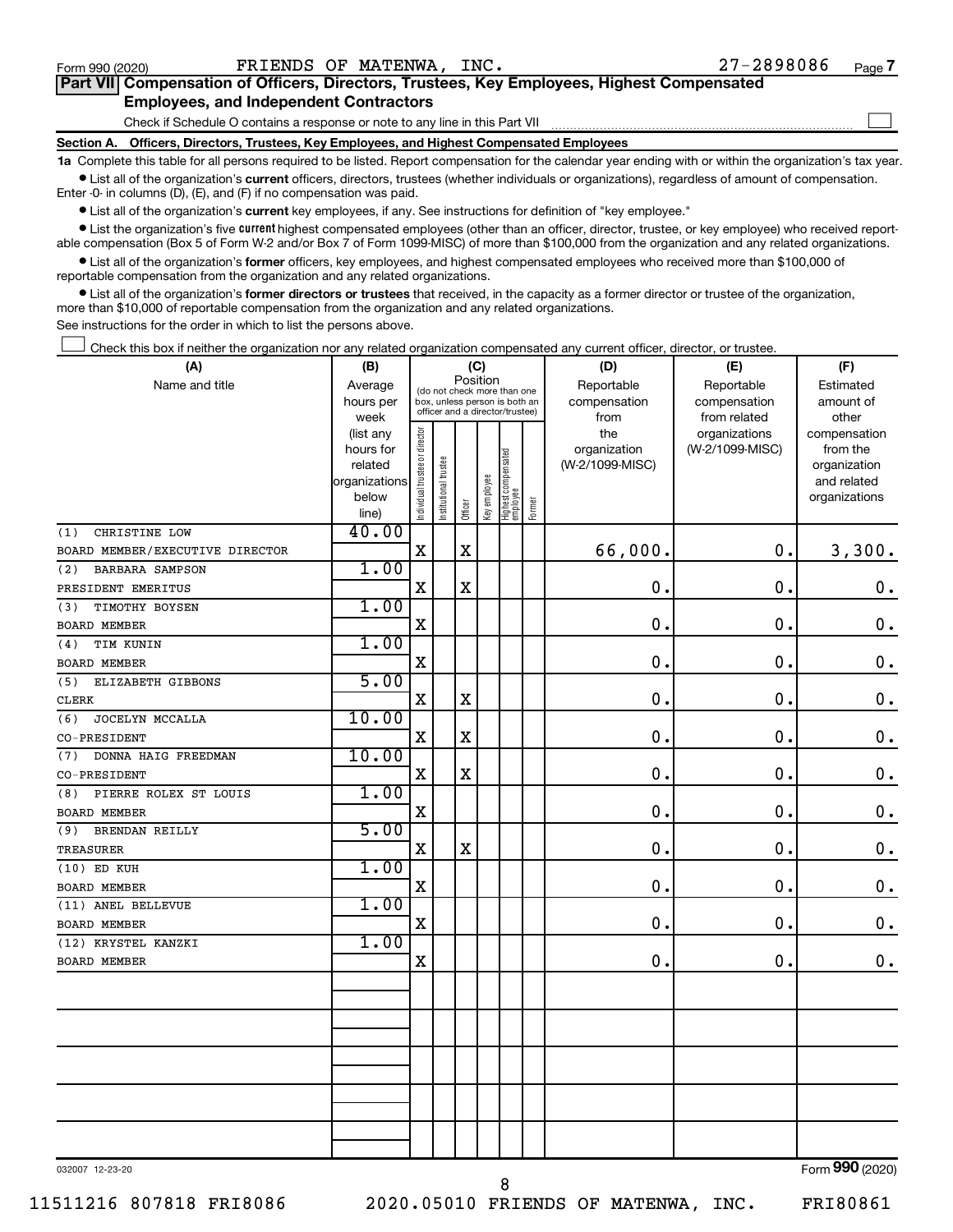Form 990 (2020) FRIENDS OF MATENWA, INC. 27-2898086 Page 7

**Part VII Compensation of Officers, Directors, Trustees, Key Employees, Highest Compensated Employees, and Independent Contractors**

Check if Schedule O contains a response or note to any line in this Part VII ☐

**Section A. Officers, Directors, Trustees, Key Employees, and Highest Compensated Employees**

**1a** Complete this table for all persons required to be listed. Report compensation for the calendar year ending with or within the organization's tax year.

• List all of the organization's **current** officers, directors, trustees (whether individuals or organizations), regardless of amount of compensation. Enter -0- in columns (D), (E), and (F) if no compensation was paid.

• List all of the organization's **current** key employees, if any. See instructions for definition of "key employee."

• List the organization's five **current** highest compensated employees (other than an officer, director, trustee, or key employee) who received reportable compensation (Box 5 of Form W-2 and/or Box 7 of Form 1099-MISC) of more than $100,000 from the organization and any related organizations.

• List all of the organization's **former** officers, key employees, and highest compensated employees who received more than $100,000 of reportable compensation from the organization and any related organizations.

• List all of the organization's **former directors or trustees** that received, in the capacity as a former director or trustee of the organization, more than $10,000 of reportable compensation from the organization and any related organizations.

See instructions for the order in which to list the persons above.

☐ Check this box if neither the organization nor any related organization compensated any current officer, director, or trustee.

| (A) Name and title | (B) Average hours per week (list any hours for related organizations below line) | (C) Position: Individual trustee or director | Institutional trustee | Officer | Key employee | Highest compensated employee | Former | (D) Reportable compensation from the organization (W-2/1099-MISC) | (E) Reportable compensation from related organizations (W-2/1099-MISC) | (F) Estimated amount of other compensation from the organization and related organizations |
|---|---|---|---|---|---|---|---|---|---|---|
| (1) CHRISTINE LOW<br>BOARD MEMBER/EXECUTIVE DIRECTOR | 40.00 | X | | X | | | | 66,000. | 0. | 3,300. |
| (2) BARBARA SAMPSON<br>PRESIDENT EMERITUS | 1.00 | X | | X | | | | 0. | 0. | 0. |
| (3) TIMOTHY BOYSEN<br>BOARD MEMBER | 1.00 | X | | | | | | 0. | 0. | 0. |
| (4) TIM KUNIN<br>BOARD MEMBER | 1.00 | X | | | | | | 0. | 0. | 0. |
| (5) ELIZABETH GIBBONS<br>CLERK | 5.00 | X | | X | | | | 0. | 0. | 0. |
| (6) JOCELYN MCCALLA<br>CO-PRESIDENT | 10.00 | X | | X | | | | 0. | 0. | 0. |
| (7) DONNA HAIG FREEDMAN<br>CO-PRESIDENT | 10.00 | X | | X | | | | 0. | 0. | 0. |
| (8) PIERRE ROLEX ST LOUIS<br>BOARD MEMBER | 1.00 | X | | | | | | 0. | 0. | 0. |
| (9) BRENDAN REILLY<br>TREASURER | 5.00 | X | | X | | | | 0. | 0. | 0. |
| (10) ED KUH<br>BOARD MEMBER | 1.00 | X | | | | | | 0. | 0. | 0. |
| (11) ANEL BELLEVUE<br>BOARD MEMBER | 1.00 | X | | | | | | 0. | 0. | 0. |
| (12) KRYSTEL KANZKI<br>BOARD MEMBER | 1.00 | X | | | | | | 0. | 0. | 0. |

032007 12-23-20 Form 990 (2020)

11511216 807818 FRI8086 2020.05010 FRIENDS OF MATENWA, INC. FRI80861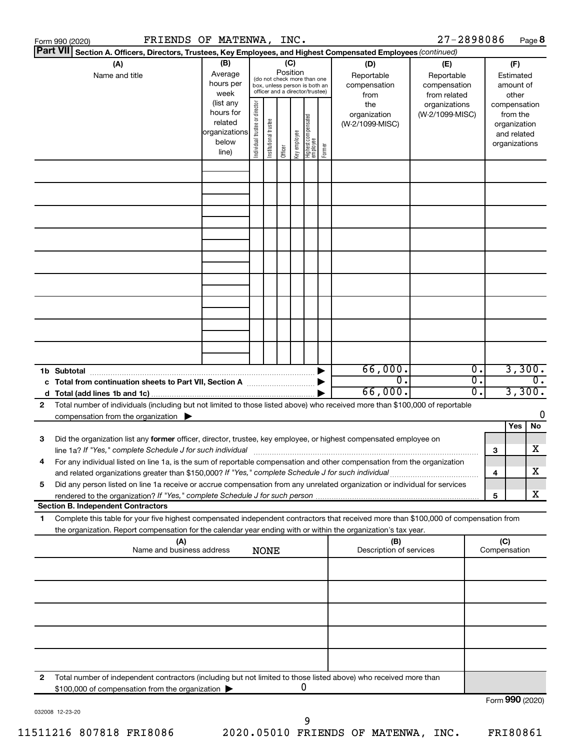Form 990 (2020) FRIENDS OF MATENWA, INC. 27-2898086 Page 8

**Part VII Section A. Officers, Directors, Trustees, Key Employees, and Highest Compensated Employees** *(continued)*

| (A) Name and title | (B) Average hours per week (list any hours for related organizations below line) | (C) Position (do not check more than one box, unless person is both an officer and a director/trustee): Individual trustee or director | Institutional trustee | Officer | Key employee | Highest compensated employee | Former | (D) Reportable compensation from the organization (W-2/1099-MISC) | (E) Reportable compensation from related organizations (W-2/1099-MISC) | (F) Estimated amount of other compensation from the organization and related organizations |
|---|---|---|---|---|---|---|---|---|---|---|
| | | | | | | | | | | |
| | | | | | | | | | | |
| | | | | | | | | | | |
| | | | | | | | | | | |
| | | | | | | | | | | |
| | | | | | | | | | | |
| | | | | | | | | | | |
| | | | | | | | | | | |
| | | | | | | | | | | |

| | (D) | (E) | (F) |
|---|---|---|---|
| **1b Subtotal** | 66,000. | 0. | 3,300. |
| **c Total from continuation sheets to Part VII, Section A** | 0. | 0. | 0. |
| **d Total (add lines 1b and 1c)** | 66,000. | 0. | 3,300. |

**2** Total number of individuals (including but not limited to those listed above) who received more than $100,000 of reportable compensation from the organization ▶ 0

| | | | Yes | No |
|---|---|---|---|---|
| **3** | Did the organization list any **former** officer, director, trustee, key employee, or highest compensated employee on line 1a? *If "Yes," complete Schedule J for such individual* | 3 | | X |
| **4** | For any individual listed on line 1a, is the sum of reportable compensation and other compensation from the organization and related organizations greater than $150,000? *If "Yes," complete Schedule J for such individual* | 4 | | X |
| **5** | Did any person listed on line 1a receive or accrue compensation from any unrelated organization or individual for services rendered to the organization? *If "Yes," complete Schedule J for such person* | 5 | | X |

**Section B. Independent Contractors**

**1** Complete this table for your five highest compensated independent contractors that received more than $100,000 of compensation from the organization. Report compensation for the calendar year ending with or within the organization's tax year.

| (A) Name and business address | (B) Description of services | (C) Compensation |
|---|---|---|
| NONE | | |
| | | |
| | | |
| | | |
| | | |

**2** Total number of independent contractors (including but not limited to those listed above) who received more than $100,000 of compensation from the organization ▶ 0

Form **990** (2020)

032008 12-23-20

11511216 807818 FRI8086 2020.05010 FRIENDS OF MATENWA, INC. FRI80861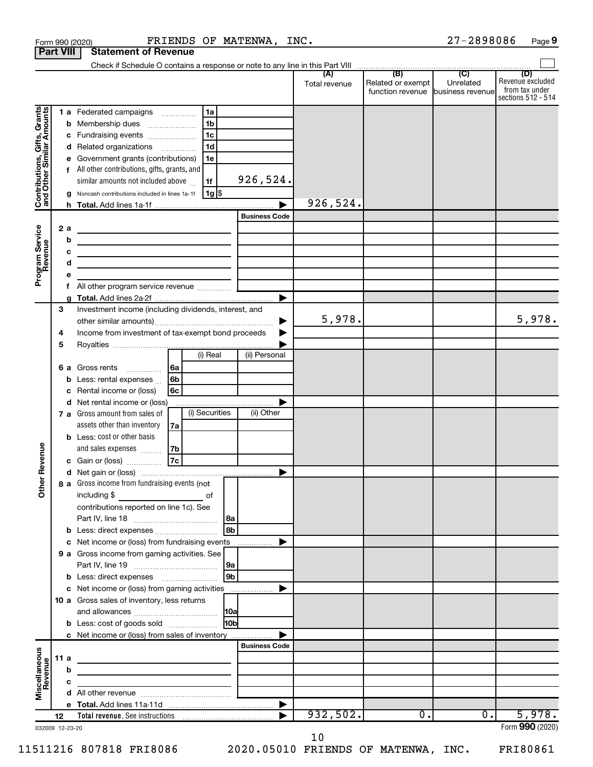Form 990 (2020) FRIENDS OF MATENWA, INC. 27-2898086 Page **9**

**Part VIII** **Statement of Revenue**

Check if Schedule O contains a response or note to any line in this Part VIII

| | | | (A) Total revenue | (B) Related or exempt function revenue | (C) Unrelated business revenue | (D) Revenue excluded from tax under sections 512 - 514 |
|---|---|---|---|---|---|---|
| **Contributions, Gifts, Grants and Other Similar Amounts** | 1 a Federated campaigns | 1a | | | | |
| | b Membership dues | 1b | | | | |
| | c Fundraising events | 1c | | | | |
| | d Related organizations | 1d | | | | |
| | e Government grants (contributions) | 1e | | | | |
| | f All other contributions, gifts, grants, and similar amounts not included above | 1f 926,524. | | | | |
| | g Noncash contributions included in lines 1a-1f | 1g $ | | | | |
| | h **Total.** Add lines 1a-1f | | 926,524. | | | |
| **Program Service Revenue** | | Business Code | | | | |
| | 2 a | | | | | |
| | b | | | | | |
| | c | | | | | |
| | d | | | | | |
| | e | | | | | |
| | f All other program service revenue | | | | | |
| | g **Total.** Add lines 2a-2f | | | | | |
| **Other Revenue** | 3 Investment income (including dividends, interest, and other similar amounts) | | 5,978. | | | 5,978. |
| | 4 Income from investment of tax-exempt bond proceeds | | | | | |
| | 5 Royalties | | | | | |
| | | (i) Real / (ii) Personal | | | | |
| | 6 a Gross rents | 6a | | | | |
| | b Less: rental expenses | 6b | | | | |
| | c Rental income or (loss) | 6c | | | | |
| | d Net rental income or (loss) | | | | | |
| | | (i) Securities / (ii) Other | | | | |
| | 7 a Gross amount from sales of assets other than inventory | 7a | | | | |
| | b Less: cost or other basis and sales expenses | 7b | | | | |
| | c Gain or (loss) | 7c | | | | |
| | d Net gain or (loss) | | | | | |
| | 8 a Gross income from fundraising events (not including $ \_\_\_\_\_ of contributions reported on line 1c). See Part IV, line 18 | 8a | | | | |
| | b Less: direct expenses | 8b | | | | |
| | c Net income or (loss) from fundraising events | | | | | |
| | 9 a Gross income from gaming activities. See Part IV, line 19 | 9a | | | | |
| | b Less: direct expenses | 9b | | | | |
| | c Net income or (loss) from gaming activities | | | | | |
| | 10 a Gross sales of inventory, less returns and allowances | 10a | | | | |
| | b Less: cost of goods sold | 10b | | | | |
| | c Net income or (loss) from sales of inventory | | | | | |
| **Miscellaneous Revenue** | | Business Code | | | | |
| | 11 a | | | | | |
| | b | | | | | |
| | c | | | | | |
| | d All other revenue | | | | | |
| | e **Total.** Add lines 11a-11d | | | | | |
| | 12 **Total revenue.** See instructions | | 932,502. | 0. | 0. | 5,978. |

032009 12-23-20

Form **990** (2020)

11511216 807818 FRI8086 2020.05010 FRIENDS OF MATENWA, INC. FRI80861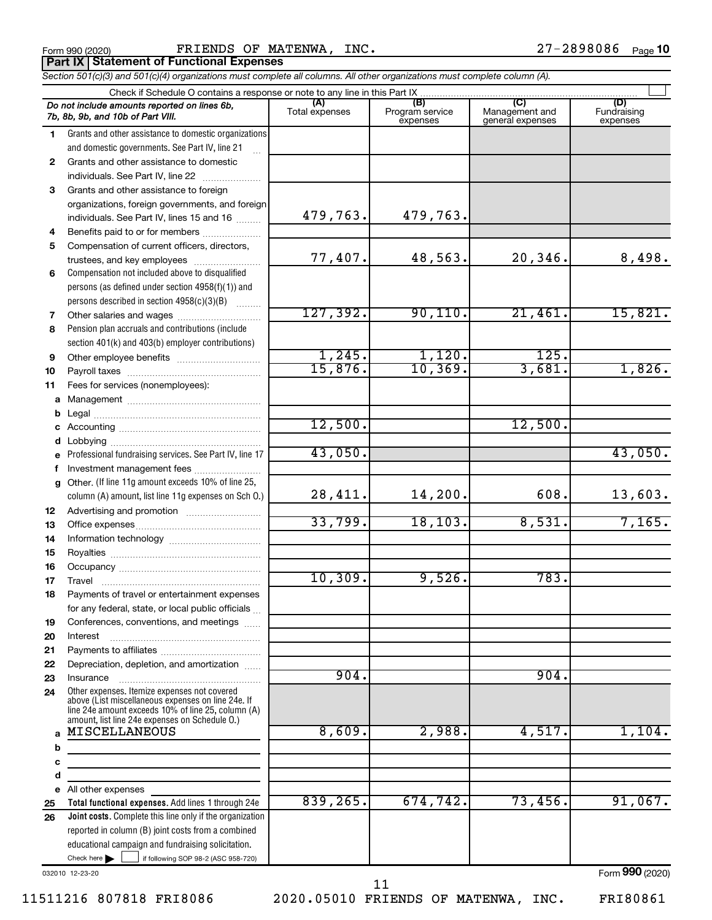Form 990 (2020) FRIENDS OF MATENWA, INC. 27-2898086 Page **10**

**Part IX | Statement of Functional Expenses**

*Section 501(c)(3) and 501(c)(4) organizations must complete all columns. All other organizations must complete column (A).*

Check if Schedule O contains a response or note to any line in this Part IX ☐

| *Do not include amounts reported on lines 6b, 7b, 8b, 9b, and 10b of Part VIII.* | (A) Total expenses | (B) Program service expenses | (C) Management and general expenses | (D) Fundraising expenses |
|---|---|---|---|---|
| **1** Grants and other assistance to domestic organizations and domestic governments. See Part IV, line 21 | | | | |
| **2** Grants and other assistance to domestic individuals. See Part IV, line 22 | | | | |
| **3** Grants and other assistance to foreign organizations, foreign governments, and foreign individuals. See Part IV, lines 15 and 16 | 479,763. | 479,763. | | |
| **4** Benefits paid to or for members | | | | |
| **5** Compensation of current officers, directors, trustees, and key employees | 77,407. | 48,563. | 20,346. | 8,498. |
| **6** Compensation not included above to disqualified persons (as defined under section 4958(f)(1)) and persons described in section 4958(c)(3)(B) | | | | |
| **7** Other salaries and wages | 127,392. | 90,110. | 21,461. | 15,821. |
| **8** Pension plan accruals and contributions (include section 401(k) and 403(b) employer contributions) | | | | |
| **9** Other employee benefits | 1,245. | 1,120. | 125. | |
| **10** Payroll taxes | 15,876. | 10,369. | 3,681. | 1,826. |
| **11** Fees for services (nonemployees): | | | | |
| **a** Management | | | | |
| **b** Legal | | | | |
| **c** Accounting | 12,500. | | 12,500. | |
| **d** Lobbying | | | | |
| **e** Professional fundraising services. See Part IV, line 17 | 43,050. | | | 43,050. |
| **f** Investment management fees | | | | |
| **g** Other. (If line 11g amount exceeds 10% of line 25, column (A) amount, list line 11g expenses on Sch O.) | 28,411. | 14,200. | 608. | 13,603. |
| **12** Advertising and promotion | | | | |
| **13** Office expenses | 33,799. | 18,103. | 8,531. | 7,165. |
| **14** Information technology | | | | |
| **15** Royalties | | | | |
| **16** Occupancy | | | | |
| **17** Travel | 10,309. | 9,526. | 783. | |
| **18** Payments of travel or entertainment expenses for any federal, state, or local public officials | | | | |
| **19** Conferences, conventions, and meetings | | | | |
| **20** Interest | | | | |
| **21** Payments to affiliates | | | | |
| **22** Depreciation, depletion, and amortization | | | | |
| **23** Insurance | 904. | | 904. | |
| **24** Other expenses. Itemize expenses not covered above (List miscellaneous expenses on line 24e. If line 24e amount exceeds 10% of line 25, column (A) amount, list line 24e expenses on Schedule O.) | | | | |
| **a** MISCELLANEOUS | 8,609. | 2,988. | 4,517. | 1,104. |
| **b** | | | | |
| **c** | | | | |
| **d** | | | | |
| **e** All other expenses | | | | |
| **25** **Total functional expenses.** Add lines 1 through 24e | 839,265. | 674,742. | 73,456. | 91,067. |
| **26** **Joint costs.** Complete this line only if the organization reported in column (B) joint costs from a combined educational campaign and fundraising solicitation. Check here ☐ if following SOP 98-2 (ASC 958-720) | | | | |

032010 12-23-20

Form **990** (2020)

11511216 807818 FRI8086 2020.05010 FRIENDS OF MATENWA, INC. FRI80861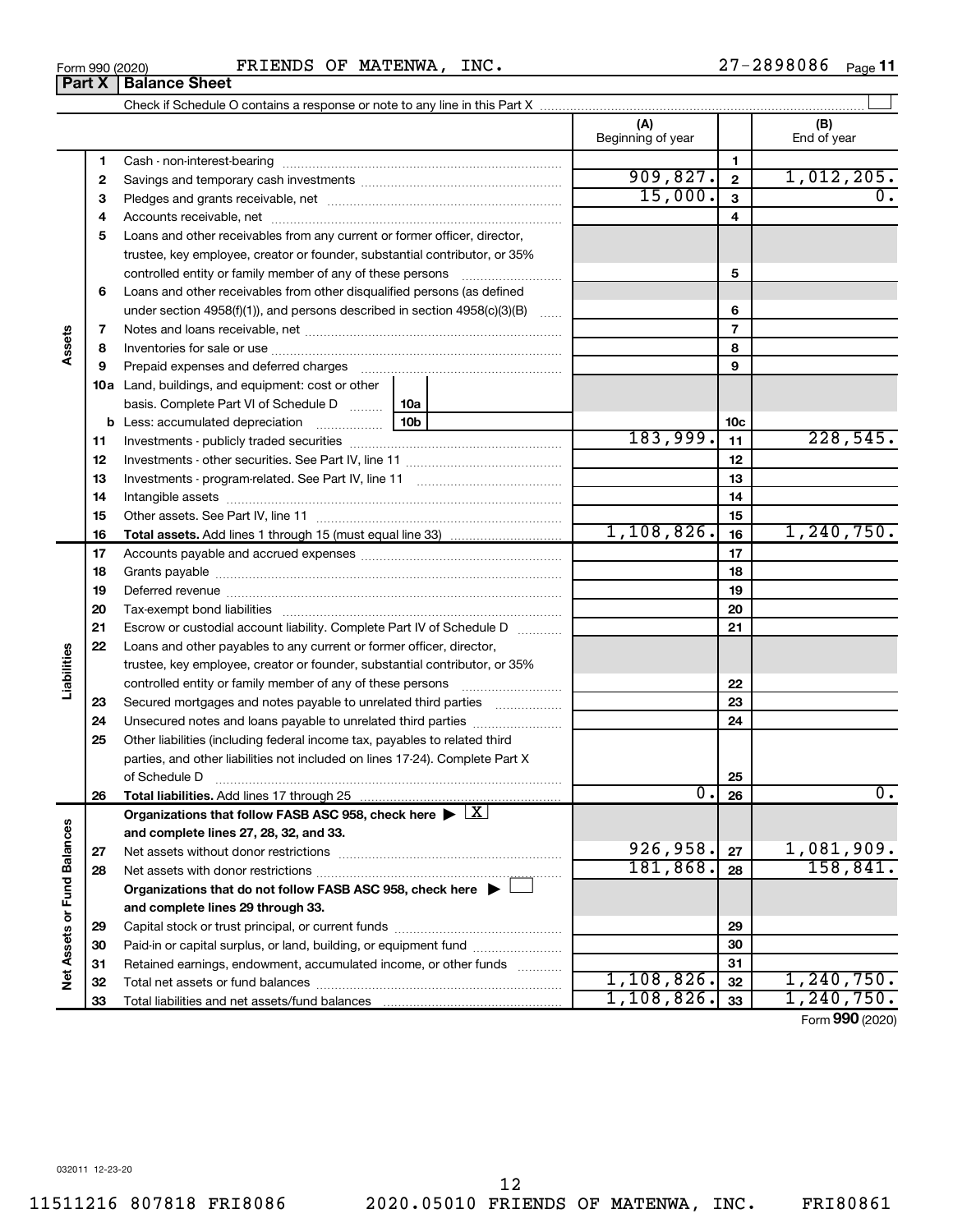Form 990 (2020) FRIENDS OF MATENWA, INC. 27-2898086 Page 11

**Part X | Balance Sheet**

Check if Schedule O contains a response or note to any line in this Part X ☐

| Section | Line | Description | (A) Beginning of year | Line | (B) End of year |
|---|---|---|---|---|---|
| Assets | 1 | Cash - non-interest-bearing | | 1 | |
| | 2 | Savings and temporary cash investments | 909,827. | 2 | 1,012,205. |
| | 3 | Pledges and grants receivable, net | 15,000. | 3 | 0. |
| | 4 | Accounts receivable, net | | 4 | |
| | 5 | Loans and other receivables from any current or former officer, director, trustee, key employee, creator or founder, substantial contributor, or 35% controlled entity or family member of any of these persons | | 5 | |
| | 6 | Loans and other receivables from other disqualified persons (as defined under section 4958(f)(1)), and persons described in section 4958(c)(3)(B) | | 6 | |
| | 7 | Notes and loans receivable, net | | 7 | |
| | 8 | Inventories for sale or use | | 8 | |
| | 9 | Prepaid expenses and deferred charges | | 9 | |
| | 10a | Land, buildings, and equipment: cost or other basis. Complete Part VI of Schedule D (10a) | | | |
| | b | Less: accumulated depreciation (10b) | | 10c | |
| | 11 | Investments - publicly traded securities | 183,999. | 11 | 228,545. |
| | 12 | Investments - other securities. See Part IV, line 11 | | 12 | |
| | 13 | Investments - program-related. See Part IV, line 11 | | 13 | |
| | 14 | Intangible assets | | 14 | |
| | 15 | Other assets. See Part IV, line 11 | | 15 | |
| | 16 | **Total assets.** Add lines 1 through 15 (must equal line 33) | 1,108,826. | 16 | 1,240,750. |
| Liabilities | 17 | Accounts payable and accrued expenses | | 17 | |
| | 18 | Grants payable | | 18 | |
| | 19 | Deferred revenue | | 19 | |
| | 20 | Tax-exempt bond liabilities | | 20 | |
| | 21 | Escrow or custodial account liability. Complete Part IV of Schedule D | | 21 | |
| | 22 | Loans and other payables to any current or former officer, director, trustee, key employee, creator or founder, substantial contributor, or 35% controlled entity or family member of any of these persons | | 22 | |
| | 23 | Secured mortgages and notes payable to unrelated third parties | | 23 | |
| | 24 | Unsecured notes and loans payable to unrelated third parties | | 24 | |
| | 25 | Other liabilities (including federal income tax, payables to related third parties, and other liabilities not included on lines 17-24). Complete Part X of Schedule D | | 25 | |
| | 26 | **Total liabilities.** Add lines 17 through 25 | 0. | 26 | 0. |
| Net Assets or Fund Balances | | **Organizations that follow FASB ASC 958, check here ▶ ☒ and complete lines 27, 28, 32, and 33.** | | | |
| | 27 | Net assets without donor restrictions | 926,958. | 27 | 1,081,909. |
| | 28 | Net assets with donor restrictions | 181,868. | 28 | 158,841. |
| | | **Organizations that do not follow FASB ASC 958, check here ▶ ☐ and complete lines 29 through 33.** | | | |
| | 29 | Capital stock or trust principal, or current funds | | 29 | |
| | 30 | Paid-in or capital surplus, or land, building, or equipment fund | | 30 | |
| | 31 | Retained earnings, endowment, accumulated income, or other funds | | 31 | |
| | 32 | Total net assets or fund balances | 1,108,826. | 32 | 1,240,750. |
| | 33 | Total liabilities and net assets/fund balances | 1,108,826. | 33 | 1,240,750. |

Form **990** (2020)

032011 12-23-20

11511216 807818 FRI8086 2020.05010 FRIENDS OF MATENWA, INC. FRI80861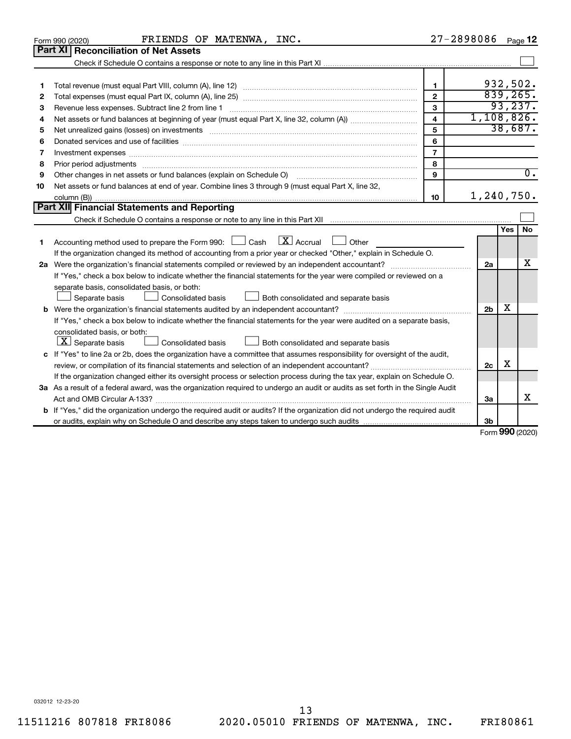Form 990 (2020) FRIENDS OF MATENWA, INC. 27-2898086 Page 12

## Part XI Reconciliation of Net Assets

Check if Schedule O contains a response or note to any line in this Part XI ☐

| | | | |
|---|---|---|---|
| 1 | Total revenue (must equal Part VIII, column (A), line 12) | 1 | 932,502. |
| 2 | Total expenses (must equal Part IX, column (A), line 25) | 2 | 839,265. |
| 3 | Revenue less expenses. Subtract line 2 from line 1 | 3 | 93,237. |
| 4 | Net assets or fund balances at beginning of year (must equal Part X, line 32, column (A)) | 4 | 1,108,826. |
| 5 | Net unrealized gains (losses) on investments | 5 | 38,687. |
| 6 | Donated services and use of facilities | 6 | |
| 7 | Investment expenses | 7 | |
| 8 | Prior period adjustments | 8 | |
| 9 | Other changes in net assets or fund balances (explain on Schedule O) | 9 | 0. |
| 10 | Net assets or fund balances at end of year. Combine lines 3 through 9 (must equal Part X, line 32, column (B)) | 10 | 1,240,750. |

## Part XII Financial Statements and Reporting

Check if Schedule O contains a response or note to any line in this Part XII ☐

| | | | Yes | No |
|---|---|---|---|---|
| 1 | Accounting method used to prepare the Form 990: ☐ Cash ☒ Accrual ☐ Other<br>If the organization changed its method of accounting from a prior year or checked "Other," explain in Schedule O. | | | |
| 2a | Were the organization's financial statements compiled or reviewed by an independent accountant?<br>If "Yes," check a box below to indicate whether the financial statements for the year were compiled or reviewed on a separate basis, consolidated basis, or both:<br>☐ Separate basis ☐ Consolidated basis ☐ Both consolidated and separate basis | 2a | | X |
| b | Were the organization's financial statements audited by an independent accountant?<br>If "Yes," check a box below to indicate whether the financial statements for the year were audited on a separate basis, consolidated basis, or both:<br>☒ Separate basis ☐ Consolidated basis ☐ Both consolidated and separate basis | 2b | X | |
| c | If "Yes" to line 2a or 2b, does the organization have a committee that assumes responsibility for oversight of the audit, review, or compilation of its financial statements and selection of an independent accountant?<br>If the organization changed either its oversight process or selection process during the tax year, explain on Schedule O. | 2c | X | |
| 3a | As a result of a federal award, was the organization required to undergo an audit or audits as set forth in the Single Audit Act and OMB Circular A-133? | 3a | | X |
| b | If "Yes," did the organization undergo the required audit or audits? If the organization did not undergo the required audit or audits, explain why on Schedule O and describe any steps taken to undergo such audits | 3b | | |

Form 990 (2020)

032012 12-23-20

11511216 807818 FRI8086 2020.05010 FRIENDS OF MATENWA, INC. FRI80861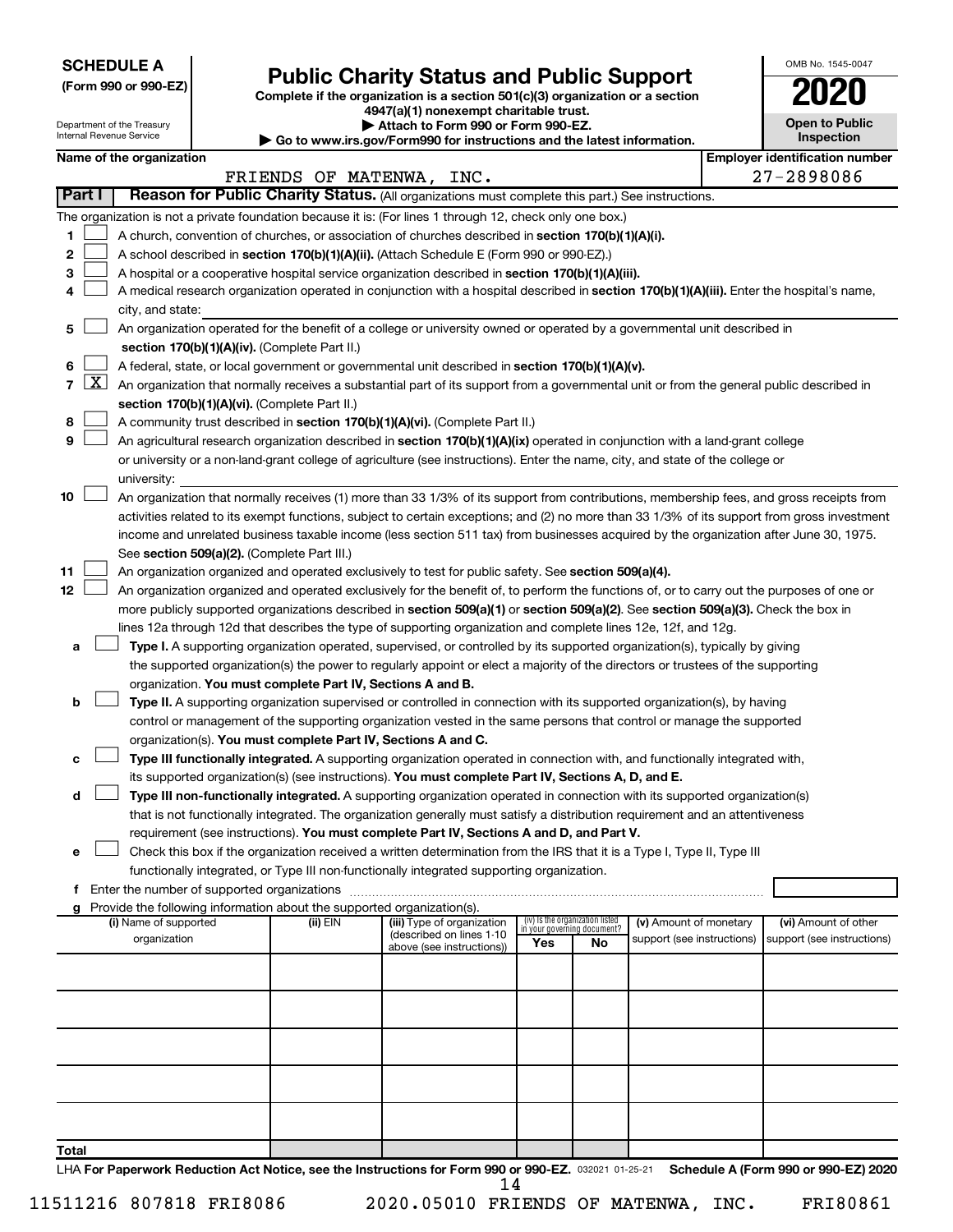**SCHEDULE A**
**(Form 990 or 990-EZ)**

Department of the Treasury
Internal Revenue Service

# Public Charity Status and Public Support

**Complete if the organization is a section 501(c)(3) organization or a section 4947(a)(1) nonexempt charitable trust.**
**▶ Attach to Form 990 or Form 990-EZ.**
**▶ Go to www.irs.gov/Form990 for instructions and the latest information.**

OMB No. 1545-0047

**2020**

**Open to Public Inspection**

**Name of the organization:** FRIENDS OF MATENWA, INC.

**Employer identification number:** 27-2898086

**Part I — Reason for Public Charity Status.** (All organizations must complete this part.) See instructions.

The organization is not a private foundation because it is: (For lines 1 through 12, check only one box.)

1 [ ] A church, convention of churches, or association of churches described in **section 170(b)(1)(A)(i).**

2 [ ] A school described in **section 170(b)(1)(A)(ii).** (Attach Schedule E (Form 990 or 990-EZ).)

3 [ ] A hospital or a cooperative hospital service organization described in **section 170(b)(1)(A)(iii).**

4 [ ] A medical research organization operated in conjunction with a hospital described in **section 170(b)(1)(A)(iii).** Enter the hospital's name, city, and state:

5 [ ] An organization operated for the benefit of a college or university owned or operated by a governmental unit described in **section 170(b)(1)(A)(iv).** (Complete Part II.)

6 [ ] A federal, state, or local government or governmental unit described in **section 170(b)(1)(A)(v).**

7 [X] An organization that normally receives a substantial part of its support from a governmental unit or from the general public described in **section 170(b)(1)(A)(vi).** (Complete Part II.)

8 [ ] A community trust described in **section 170(b)(1)(A)(vi).** (Complete Part II.)

9 [ ] An agricultural research organization described in **section 170(b)(1)(A)(ix)** operated in conjunction with a land-grant college or university or a non-land-grant college of agriculture (see instructions). Enter the name, city, and state of the college or university:

10 [ ] An organization that normally receives (1) more than 33 1/3% of its support from contributions, membership fees, and gross receipts from activities related to its exempt functions, subject to certain exceptions; and (2) no more than 33 1/3% of its support from gross investment income and unrelated business taxable income (less section 511 tax) from businesses acquired by the organization after June 30, 1975. See **section 509(a)(2).** (Complete Part III.)

11 [ ] An organization organized and operated exclusively to test for public safety. See **section 509(a)(4).**

12 [ ] An organization organized and operated exclusively for the benefit of, to perform the functions of, or to carry out the purposes of one or more publicly supported organizations described in **section 509(a)(1)** or **section 509(a)(2)**. See **section 509(a)(3).** Check the box in lines 12a through 12d that describes the type of supporting organization and complete lines 12e, 12f, and 12g.

a [ ] **Type I.** A supporting organization operated, supervised, or controlled by its supported organization(s), typically by giving the supported organization(s) the power to regularly appoint or elect a majority of the directors or trustees of the supporting organization. **You must complete Part IV, Sections A and B.**

b [ ] **Type II.** A supporting organization supervised or controlled in connection with its supported organization(s), by having control or management of the supporting organization vested in the same persons that control or manage the supported organization(s). **You must complete Part IV, Sections A and C.**

c [ ] **Type III functionally integrated.** A supporting organization operated in connection with, and functionally integrated with, its supported organization(s) (see instructions). **You must complete Part IV, Sections A, D, and E.**

d [ ] **Type III non-functionally integrated.** A supporting organization operated in connection with its supported organization(s) that is not functionally integrated. The organization generally must satisfy a distribution requirement and an attentiveness requirement (see instructions). **You must complete Part IV, Sections A and D, and Part V.**

e [ ] Check this box if the organization received a written determination from the IRS that it is a Type I, Type II, Type III functionally integrated, or Type III non-functionally integrated supporting organization.

f Enter the number of supported organizations

g Provide the following information about the supported organization(s).

| (i) Name of supported organization | (ii) EIN | (iii) Type of organization (described on lines 1-10 above (see instructions)) | (iv) Is the organization listed in your governing document? Yes | No | (v) Amount of monetary support (see instructions) | (vi) Amount of other support (see instructions) |
|---|---|---|---|---|---|---|
| | | | | | | |
| | | | | | | |
| | | | | | | |
| | | | | | | |
| | | | | | | |
| **Total** | | | | | | |

LHA **For Paperwork Reduction Act Notice, see the Instructions for Form 990 or 990-EZ.** 032021 01-25-21 **Schedule A (Form 990 or 990-EZ) 2020**

11511216 807818 FRI8086 2020.05010 FRIENDS OF MATENWA, INC. FRI80861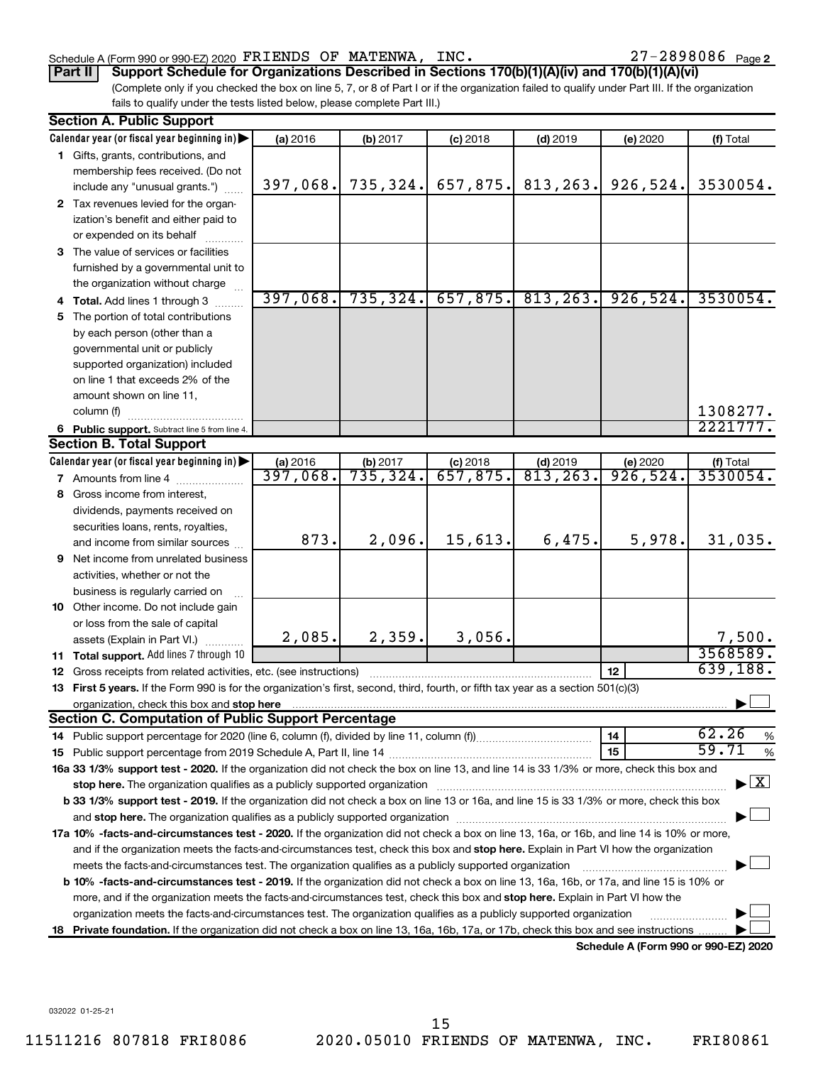Schedule A (Form 990 or 990-EZ) 2020 FRIENDS OF MATENWA, INC. 27-2898086 Page 2

**Part II** **Support Schedule for Organizations Described in Sections 170(b)(1)(A)(iv) and 170(b)(1)(A)(vi)**

(Complete only if you checked the box on line 5, 7, or 8 of Part I or if the organization failed to qualify under Part III. If the organization fails to qualify under the tests listed below, please complete Part III.)

**Section A. Public Support**

| Calendar year (or fiscal year beginning in) | (a) 2016 | (b) 2017 | (c) 2018 | (d) 2019 | (e) 2020 | (f) Total |
|---|---|---|---|---|---|---|
| 1 Gifts, grants, contributions, and membership fees received. (Do not include any "unusual grants.") | 397,068. | 735,324. | 657,875. | 813,263. | 926,524. | 3530054. |
| 2 Tax revenues levied for the organization's benefit and either paid to or expended on its behalf | | | | | | |
| 3 The value of services or facilities furnished by a governmental unit to the organization without charge | | | | | | |
| 4 **Total.** Add lines 1 through 3 | 397,068. | 735,324. | 657,875. | 813,263. | 926,524. | 3530054. |
| 5 The portion of total contributions by each person (other than a governmental unit or publicly supported organization) included on line 1 that exceeds 2% of the amount shown on line 11, column (f) | | | | | | 1308277. |
| 6 **Public support.** Subtract line 5 from line 4. | | | | | | 2221777. |

**Section B. Total Support**

| Calendar year (or fiscal year beginning in) | (a) 2016 | (b) 2017 | (c) 2018 | (d) 2019 | (e) 2020 | (f) Total |
|---|---|---|---|---|---|---|
| 7 Amounts from line 4 | 397,068. | 735,324. | 657,875. | 813,263. | 926,524. | 3530054. |
| 8 Gross income from interest, dividends, payments received on securities loans, rents, royalties, and income from similar sources | 873. | 2,096. | 15,613. | 6,475. | 5,978. | 31,035. |
| 9 Net income from unrelated business activities, whether or not the business is regularly carried on | | | | | | |
| 10 Other income. Do not include gain or loss from the sale of capital assets (Explain in Part VI.) | 2,085. | 2,359. | 3,056. | | | 7,500. |
| 11 **Total support.** Add lines 7 through 10 | | | | | | 3568589. |

12 Gross receipts from related activities, etc. (see instructions) — 12 — 639,188.

13 **First 5 years.** If the Form 990 is for the organization's first, second, third, fourth, or fifth tax year as a section 501(c)(3) organization, check this box and **stop here** ☐

**Section C. Computation of Public Support Percentage**

14 Public support percentage for 2020 (line 6, column (f), divided by line 11, column (f)) — 14 — 62.26 %

15 Public support percentage from 2019 Schedule A, Part II, line 14 — 15 — 59.71 %

**16a 33 1/3% support test - 2020.** If the organization did not check the box on line 13, and line 14 is 33 1/3% or more, check this box and **stop here.** The organization qualifies as a publicly supported organization ☒

**b 33 1/3% support test - 2019.** If the organization did not check a box on line 13 or 16a, and line 15 is 33 1/3% or more, check this box and **stop here.** The organization qualifies as a publicly supported organization ☐

**17a 10% -facts-and-circumstances test - 2020.** If the organization did not check a box on line 13, 16a, or 16b, and line 14 is 10% or more, and if the organization meets the facts-and-circumstances test, check this box and **stop here.** Explain in Part VI how the organization meets the facts-and-circumstances test. The organization qualifies as a publicly supported organization ☐

**b 10% -facts-and-circumstances test - 2019.** If the organization did not check a box on line 13, 16a, 16b, or 17a, and line 15 is 10% or more, and if the organization meets the facts-and-circumstances test, check this box and **stop here.** Explain in Part VI how the organization meets the facts-and-circumstances test. The organization qualifies as a publicly supported organization ☐

**18 Private foundation.** If the organization did not check a box on line 13, 16a, 16b, 17a, or 17b, check this box and see instructions ☐

**Schedule A (Form 990 or 990-EZ) 2020**

032022 01-25-21

11511216 807818 FRI8086 2020.05010 FRIENDS OF MATENWA, INC. FRI80861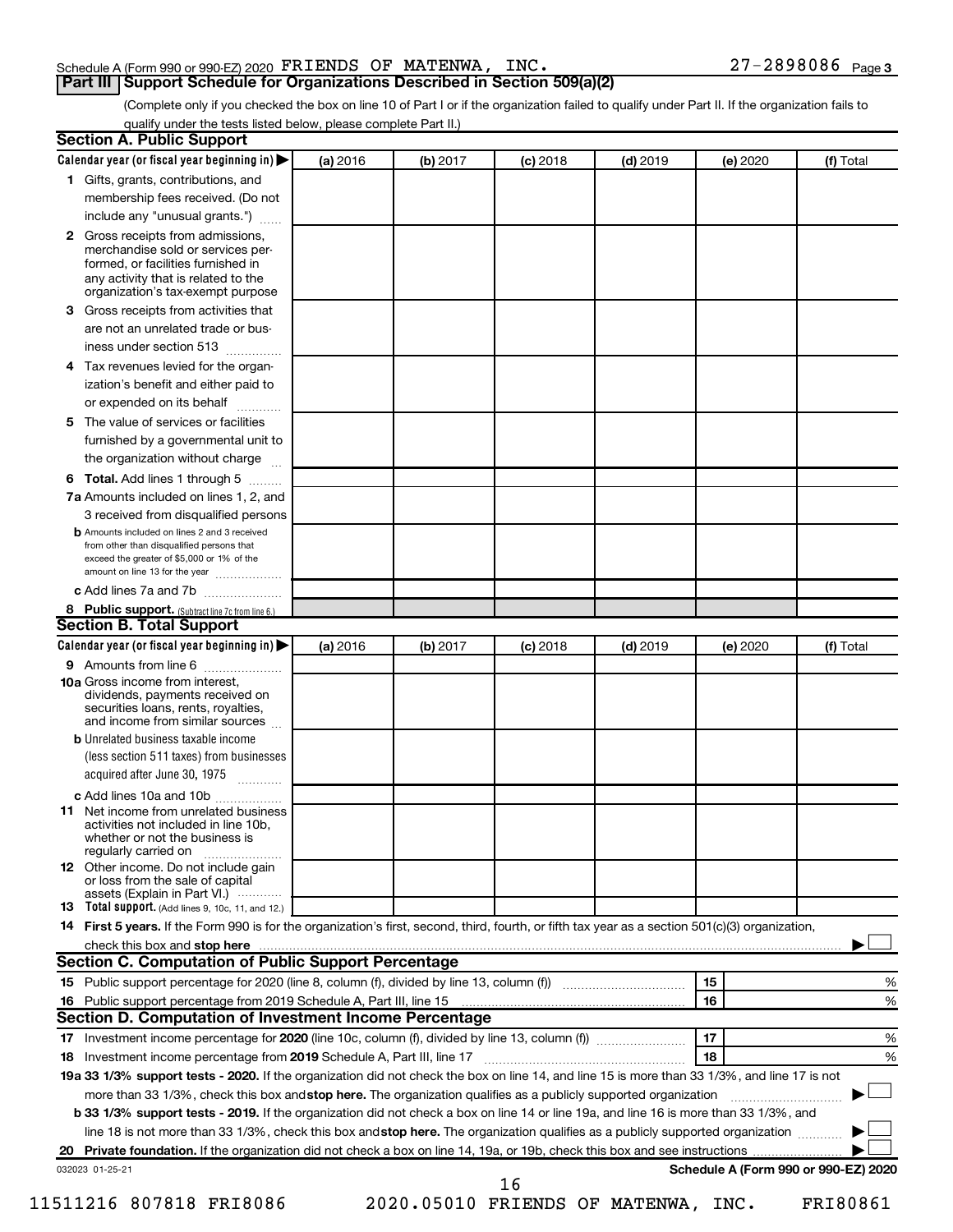Schedule A (Form 990 or 990-EZ) 2020 FRIENDS OF MATENWA, INC. 27-2898086 Page 3

## Part III Support Schedule for Organizations Described in Section 509(a)(2)

(Complete only if you checked the box on line 10 of Part I or if the organization failed to qualify under Part II. If the organization fails to qualify under the tests listed below, please complete Part II.)

### Section A. Public Support

| Calendar year (or fiscal year beginning in) ▶ | (a) 2016 | (b) 2017 | (c) 2018 | (d) 2019 | (e) 2020 | (f) Total |
|---|---|---|---|---|---|---|
| **1** Gifts, grants, contributions, and membership fees received. (Do not include any "unusual grants.") | | | | | | |
| **2** Gross receipts from admissions, merchandise sold or services performed, or facilities furnished in any activity that is related to the organization's tax-exempt purpose | | | | | | |
| **3** Gross receipts from activities that are not an unrelated trade or business under section 513 | | | | | | |
| **4** Tax revenues levied for the organization's benefit and either paid to or expended on its behalf | | | | | | |
| **5** The value of services or facilities furnished by a governmental unit to the organization without charge | | | | | | |
| **6 Total.** Add lines 1 through 5 | | | | | | |
| **7a** Amounts included on lines 1, 2, and 3 received from disqualified persons | | | | | | |
| **b** Amounts included on lines 2 and 3 received from other than disqualified persons that exceed the greater of $5,000 or 1% of the amount on line 13 for the year | | | | | | |
| **c** Add lines 7a and 7b | | | | | | |
| **8 Public support.** (Subtract line 7c from line 6.) | | | | | | |

### Section B. Total Support

| Calendar year (or fiscal year beginning in) ▶ | (a) 2016 | (b) 2017 | (c) 2018 | (d) 2019 | (e) 2020 | (f) Total |
|---|---|---|---|---|---|---|
| **9** Amounts from line 6 | | | | | | |
| **10a** Gross income from interest, dividends, payments received on securities loans, rents, royalties, and income from similar sources | | | | | | |
| **b** Unrelated business taxable income (less section 511 taxes) from businesses acquired after June 30, 1975 | | | | | | |
| **c** Add lines 10a and 10b | | | | | | |
| **11** Net income from unrelated business activities not included in line 10b, whether or not the business is regularly carried on | | | | | | |
| **12** Other income. Do not include gain or loss from the sale of capital assets (Explain in Part VI.) | | | | | | |
| **13 Total support.** (Add lines 9, 10c, 11, and 12.) | | | | | | |

**14 First 5 years.** If the Form 990 is for the organization's first, second, third, fourth, or fifth tax year as a section 501(c)(3) organization, check this box and **stop here** ▶ ☐

### Section C. Computation of Public Support Percentage

| | | | |
|---|---|---|---|
| **15** | Public support percentage for 2020 (line 8, column (f), divided by line 13, column (f)) | 15 | % |
| **16** | Public support percentage from 2019 Schedule A, Part III, line 15 | 16 | % |

### Section D. Computation of Investment Income Percentage

| | | | |
|---|---|---|---|
| **17** | Investment income percentage for **2020** (line 10c, column (f), divided by line 13, column (f)) | 17 | % |
| **18** | Investment income percentage from **2019** Schedule A, Part III, line 17 | 18 | % |

**19a 33 1/3% support tests - 2020.** If the organization did not check the box on line 14, and line 15 is more than 33 1/3%, and line 17 is not more than 33 1/3%, check this box and **stop here.** The organization qualifies as a publicly supported organization ▶ ☐

**b 33 1/3% support tests - 2019.** If the organization did not check a box on line 14 or line 19a, and line 16 is more than 33 1/3%, and line 18 is not more than 33 1/3%, check this box and **stop here.** The organization qualifies as a publicly supported organization ▶ ☐

**20 Private foundation.** If the organization did not check a box on line 14, 19a, or 19b, check this box and see instructions ▶ ☐

032023 01-25-21 **Schedule A (Form 990 or 990-EZ) 2020**

11511216 807818 FRI8086 2020.05010 FRIENDS OF MATENWA, INC. FRI80861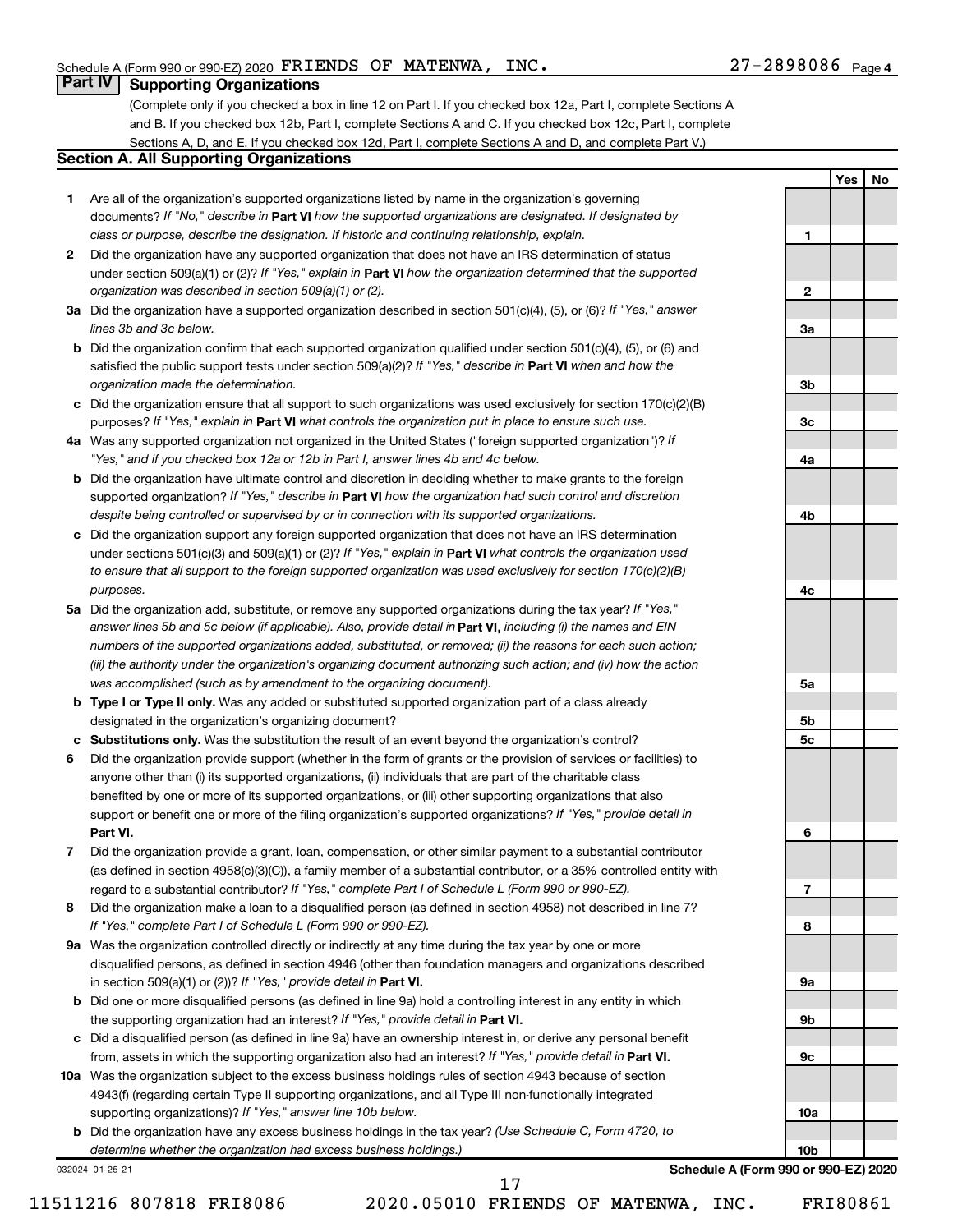Schedule A (Form 990 or 990-EZ) 2020 FRIENDS OF MATENWA, INC. 27-2898086 Page 4

## Part IV Supporting Organizations

(Complete only if you checked a box in line 12 on Part I. If you checked box 12a, Part I, complete Sections A and B. If you checked box 12b, Part I, complete Sections A and C. If you checked box 12c, Part I, complete Sections A, D, and E. If you checked box 12d, Part I, complete Sections A and D, and complete Part V.)

### Section A. All Supporting Organizations

| | | | Yes | No |
|---|---|---|---|---|
| **1** | Are all of the organization's supported organizations listed by name in the organization's governing documents? *If "No," describe in* **Part VI** *how the supported organizations are designated. If designated by class or purpose, describe the designation. If historic and continuing relationship, explain.* | 1 | | |
| **2** | Did the organization have any supported organization that does not have an IRS determination of status under section 509(a)(1) or (2)? *If "Yes," explain in* **Part VI** *how the organization determined that the supported organization was described in section 509(a)(1) or (2).* | 2 | | |
| **3a** | Did the organization have a supported organization described in section 501(c)(4), (5), or (6)? *If "Yes," answer lines 3b and 3c below.* | 3a | | |
| **b** | Did the organization confirm that each supported organization qualified under section 501(c)(4), (5), or (6) and satisfied the public support tests under section 509(a)(2)? *If "Yes," describe in* **Part VI** *when and how the organization made the determination.* | 3b | | |
| **c** | Did the organization ensure that all support to such organizations was used exclusively for section 170(c)(2)(B) purposes? *If "Yes," explain in* **Part VI** *what controls the organization put in place to ensure such use.* | 3c | | |
| **4a** | Was any supported organization not organized in the United States ("foreign supported organization")? *If "Yes," and if you checked box 12a or 12b in Part I, answer lines 4b and 4c below.* | 4a | | |
| **b** | Did the organization have ultimate control and discretion in deciding whether to make grants to the foreign supported organization? *If "Yes," describe in* **Part VI** *how the organization had such control and discretion despite being controlled or supervised by or in connection with its supported organizations.* | 4b | | |
| **c** | Did the organization support any foreign supported organization that does not have an IRS determination under sections 501(c)(3) and 509(a)(1) or (2)? *If "Yes," explain in* **Part VI** *what controls the organization used to ensure that all support to the foreign supported organization was used exclusively for section 170(c)(2)(B) purposes.* | 4c | | |
| **5a** | Did the organization add, substitute, or remove any supported organizations during the tax year? *If "Yes," answer lines 5b and 5c below (if applicable). Also, provide detail in* **Part VI,** *including (i) the names and EIN numbers of the supported organizations added, substituted, or removed; (ii) the reasons for each such action; (iii) the authority under the organization's organizing document authorizing such action; and (iv) how the action was accomplished (such as by amendment to the organizing document).* | 5a | | |
| **b** | **Type I or Type II only.** Was any added or substituted supported organization part of a class already designated in the organization's organizing document? | 5b | | |
| **c** | **Substitutions only.** Was the substitution the result of an event beyond the organization's control? | 5c | | |
| **6** | Did the organization provide support (whether in the form of grants or the provision of services or facilities) to anyone other than (i) its supported organizations, (ii) individuals that are part of the charitable class benefited by one or more of its supported organizations, or (iii) other supporting organizations that also support or benefit one or more of the filing organization's supported organizations? *If "Yes," provide detail in* **Part VI.** | 6 | | |
| **7** | Did the organization provide a grant, loan, compensation, or other similar payment to a substantial contributor (as defined in section 4958(c)(3)(C)), a family member of a substantial contributor, or a 35% controlled entity with regard to a substantial contributor? *If "Yes," complete Part I of Schedule L (Form 990 or 990-EZ).* | 7 | | |
| **8** | Did the organization make a loan to a disqualified person (as defined in section 4958) not described in line 7? *If "Yes," complete Part I of Schedule L (Form 990 or 990-EZ).* | 8 | | |
| **9a** | Was the organization controlled directly or indirectly at any time during the tax year by one or more disqualified persons, as defined in section 4946 (other than foundation managers and organizations described in section 509(a)(1) or (2))? *If "Yes," provide detail in* **Part VI.** | 9a | | |
| **b** | Did one or more disqualified persons (as defined in line 9a) hold a controlling interest in any entity in which the supporting organization had an interest? *If "Yes," provide detail in* **Part VI.** | 9b | | |
| **c** | Did a disqualified person (as defined in line 9a) have an ownership interest in, or derive any personal benefit from, assets in which the supporting organization also had an interest? *If "Yes," provide detail in* **Part VI.** | 9c | | |
| **10a** | Was the organization subject to the excess business holdings rules of section 4943 because of section 4943(f) (regarding certain Type II supporting organizations, and all Type III non-functionally integrated supporting organizations)? *If "Yes," answer line 10b below.* | 10a | | |
| **b** | Did the organization have any excess business holdings in the tax year? *(Use Schedule C, Form 4720, to determine whether the organization had excess business holdings.)* | 10b | | |

032024 01-25-21 **Schedule A (Form 990 or 990-EZ) 2020**

11511216 807818 FRI8086 2020.05010 FRIENDS OF MATENWA, INC. FRI80861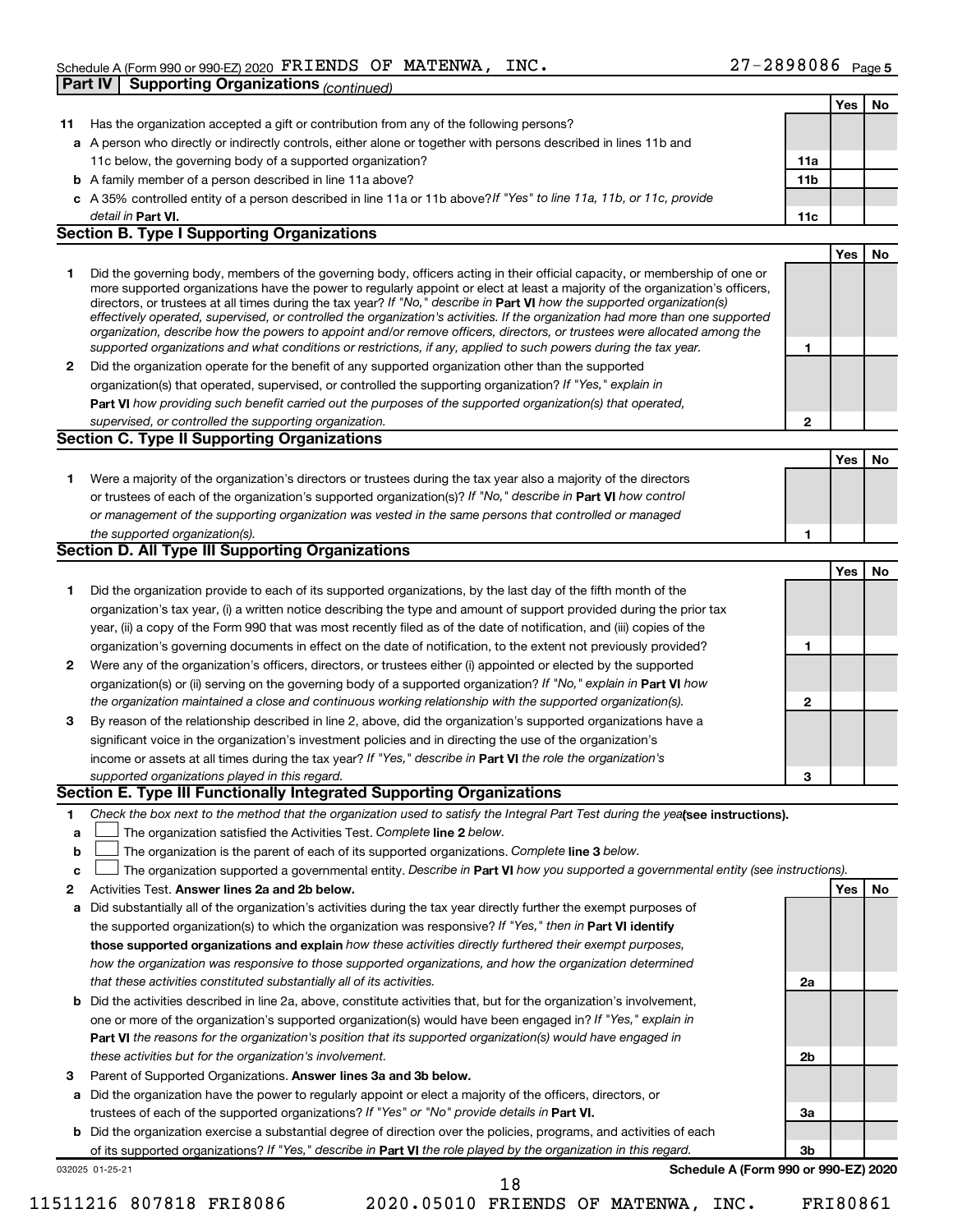Schedule A (Form 990 or 990-EZ) 2020 FRIENDS OF MATENWA, INC. 27-2898086 Page 5

**Part IV | Supporting Organizations** *(continued)*

| | | | Yes | No |
|---|---|---|---|---|
| **11** | Has the organization accepted a gift or contribution from any of the following persons? | | | |
| **a** | A person who directly or indirectly controls, either alone or together with persons described in lines 11b and 11c below, the governing body of a supported organization? | **11a** | | |
| **b** | A family member of a person described in line 11a above? | **11b** | | |
| **c** | A 35% controlled entity of a person described in line 11a or 11b above? *If "Yes" to line 11a, 11b, or 11c, provide detail in* **Part VI.** | **11c** | | |

## Section B. Type I Supporting Organizations

| | | | Yes | No |
|---|---|---|---|---|
| **1** | Did the governing body, members of the governing body, officers acting in their official capacity, or membership of one or more supported organizations have the power to regularly appoint or elect at least a majority of the organization's officers, directors, or trustees at all times during the tax year? *If "No," describe in* **Part VI** *how the supported organization(s) effectively operated, supervised, or controlled the organization's activities. If the organization had more than one supported organization, describe how the powers to appoint and/or remove officers, directors, or trustees were allocated among the supported organizations and what conditions or restrictions, if any, applied to such powers during the tax year.* | **1** | | |
| **2** | Did the organization operate for the benefit of any supported organization other than the supported organization(s) that operated, supervised, or controlled the supporting organization? *If "Yes," explain in* **Part VI** *how providing such benefit carried out the purposes of the supported organization(s) that operated, supervised, or controlled the supporting organization.* | **2** | | |

## Section C. Type II Supporting Organizations

| | | | Yes | No |
|---|---|---|---|---|
| **1** | Were a majority of the organization's directors or trustees during the tax year also a majority of the directors or trustees of each of the organization's supported organization(s)? *If "No," describe in* **Part VI** *how control or management of the supporting organization was vested in the same persons that controlled or managed the supported organization(s).* | **1** | | |

## Section D. All Type III Supporting Organizations

| | | | Yes | No |
|---|---|---|---|---|
| **1** | Did the organization provide to each of its supported organizations, by the last day of the fifth month of the organization's tax year, (i) a written notice describing the type and amount of support provided during the prior tax year, (ii) a copy of the Form 990 that was most recently filed as of the date of notification, and (iii) copies of the organization's governing documents in effect on the date of notification, to the extent not previously provided? | **1** | | |
| **2** | Were any of the organization's officers, directors, or trustees either (i) appointed or elected by the supported organization(s) or (ii) serving on the governing body of a supported organization? *If "No," explain in* **Part VI** *how the organization maintained a close and continuous working relationship with the supported organization(s).* | **2** | | |
| **3** | By reason of the relationship described in line 2, above, did the organization's supported organizations have a significant voice in the organization's investment policies and in directing the use of the organization's income or assets at all times during the tax year? *If "Yes," describe in* **Part VI** *the role the organization's supported organizations played in this regard.* | **3** | | |

## Section E. Type III Functionally Integrated Supporting Organizations

**1** *Check the box next to the method that the organization used to satisfy the Integral Part Test during the year* **(see instructions).**

- **a** ☐ The organization satisfied the Activities Test. *Complete* **line 2** *below.*
- **b** ☐ The organization is the parent of each of its supported organizations. *Complete* **line 3** *below.*
- **c** ☐ The organization supported a governmental entity. *Describe in* **Part VI** *how you supported a governmental entity (see instructions).*

| | | | Yes | No |
|---|---|---|---|---|
| **2** | Activities Test. **Answer lines 2a and 2b below.** | | | |
| **a** | Did substantially all of the organization's activities during the tax year directly further the exempt purposes of the supported organization(s) to which the organization was responsive? *If "Yes," then in* **Part VI identify those supported organizations and explain** *how these activities directly furthered their exempt purposes, how the organization was responsive to those supported organizations, and how the organization determined that these activities constituted substantially all of its activities.* | **2a** | | |
| **b** | Did the activities described in line 2a, above, constitute activities that, but for the organization's involvement, one or more of the organization's supported organization(s) would have been engaged in? *If "Yes," explain in* **Part VI** *the reasons for the organization's position that its supported organization(s) would have engaged in these activities but for the organization's involvement.* | **2b** | | |
| **3** | Parent of Supported Organizations. **Answer lines 3a and 3b below.** | | | |
| **a** | Did the organization have the power to regularly appoint or elect a majority of the officers, directors, or trustees of each of the supported organizations? *If "Yes" or "No" provide details in* **Part VI.** | **3a** | | |
| **b** | Did the organization exercise a substantial degree of direction over the policies, programs, and activities of each of its supported organizations? *If "Yes," describe in* **Part VI** *the role played by the organization in this regard.* | **3b** | | |

032025 01-25-21 **Schedule A (Form 990 or 990-EZ) 2020**

11511216 807818 FRI8086 2020.05010 FRIENDS OF MATENWA, INC. FRI80861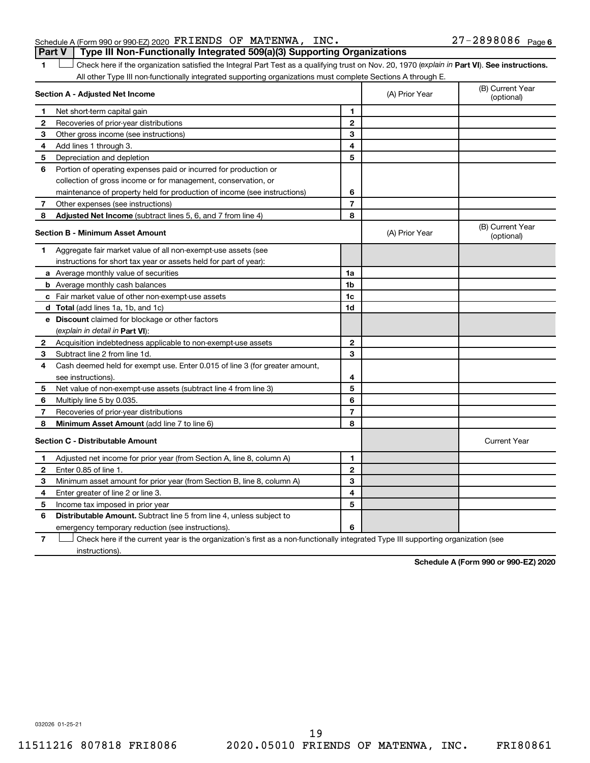Schedule A (Form 990 or 990-EZ) 2020 FRIENDS OF MATENWA, INC. 27-2898086

**Part V | Type III Non-Functionally Integrated 509(a)(3) Supporting Organizations**

1 ☐ Check here if the organization satisfied the Integral Part Test as a qualifying trust on Nov. 20, 1970 (*explain in* **Part VI**). **See instructions.** All other Type III non-functionally integrated supporting organizations must complete Sections A through E.

| **Section A - Adjusted Net Income** | | (A) Prior Year | (B) Current Year (optional) |
|---|---|---|---|
| **1** Net short-term capital gain | 1 | | |
| **2** Recoveries of prior-year distributions | 2 | | |
| **3** Other gross income (see instructions) | 3 | | |
| **4** Add lines 1 through 3. | 4 | | |
| **5** Depreciation and depletion | 5 | | |
| **6** Portion of operating expenses paid or incurred for production or collection of gross income or for management, conservation, or maintenance of property held for production of income (see instructions) | 6 | | |
| **7** Other expenses (see instructions) | 7 | | |
| **8** **Adjusted Net Income** (subtract lines 5, 6, and 7 from line 4) | 8 | | |

| **Section B - Minimum Asset Amount** | | (A) Prior Year | (B) Current Year (optional) |
|---|---|---|---|
| **1** Aggregate fair market value of all non-exempt-use assets (see instructions for short tax year or assets held for part of year): | | | |
| **a** Average monthly value of securities | 1a | | |
| **b** Average monthly cash balances | 1b | | |
| **c** Fair market value of other non-exempt-use assets | 1c | | |
| **d** **Total** (add lines 1a, 1b, and 1c) | 1d | | |
| **e** **Discount** claimed for blockage or other factors (*explain in detail in* **Part VI**): | | | |
| **2** Acquisition indebtedness applicable to non-exempt-use assets | 2 | | |
| **3** Subtract line 2 from line 1d. | 3 | | |
| **4** Cash deemed held for exempt use. Enter 0.015 of line 3 (for greater amount, see instructions). | 4 | | |
| **5** Net value of non-exempt-use assets (subtract line 4 from line 3) | 5 | | |
| **6** Multiply line 5 by 0.035. | 6 | | |
| **7** Recoveries of prior-year distributions | 7 | | |
| **8** **Minimum Asset Amount** (add line 7 to line 6) | 8 | | |

| **Section C - Distributable Amount** | | | Current Year |
|---|---|---|---|
| **1** Adjusted net income for prior year (from Section A, line 8, column A) | 1 | | |
| **2** Enter 0.85 of line 1. | 2 | | |
| **3** Minimum asset amount for prior year (from Section B, line 8, column A) | 3 | | |
| **4** Enter greater of line 2 or line 3. | 4 | | |
| **5** Income tax imposed in prior year | 5 | | |
| **6** **Distributable Amount.** Subtract line 5 from line 4, unless subject to emergency temporary reduction (see instructions). | 6 | | |

7 ☐ Check here if the current year is the organization's first as a non-functionally integrated Type III supporting organization (see instructions).

**Schedule A (Form 990 or 990-EZ) 2020**

032026 01-25-21

11511216 807818 FRI8086 2020.05010 FRIENDS OF MATENWA, INC. FRI80861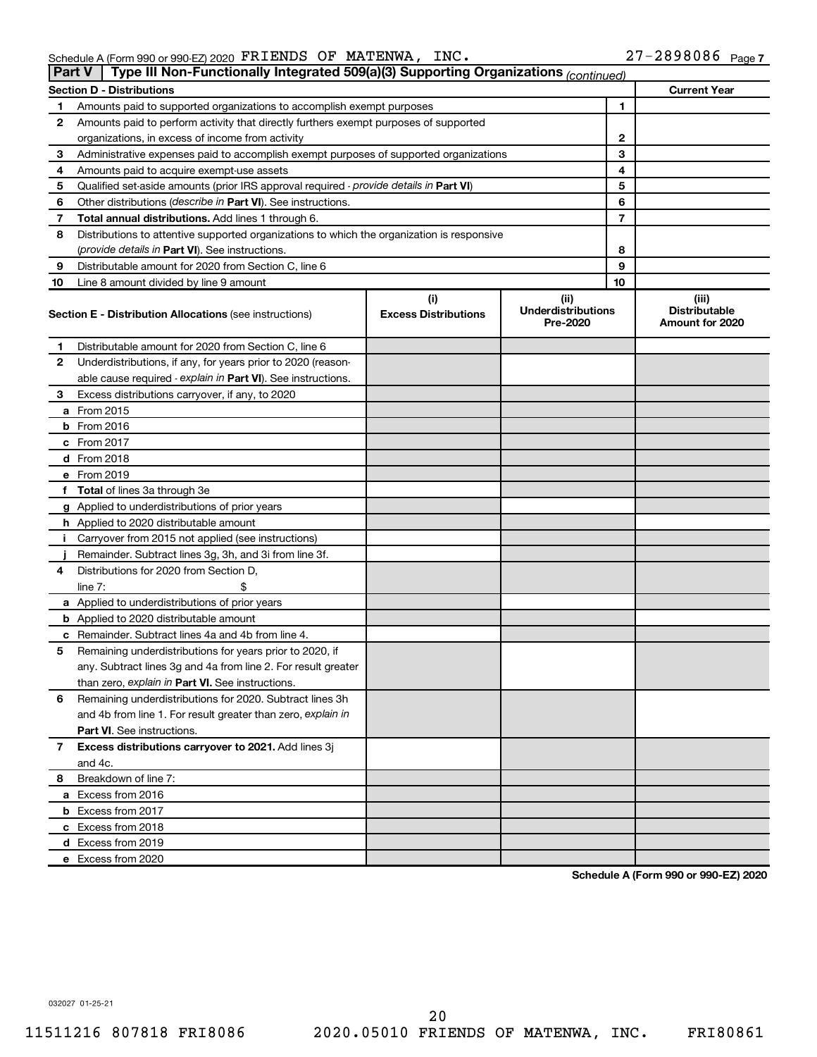Schedule A (Form 990 or 990-EZ) 2020 FRIENDS OF MATENWA, INC. 27-2898086 Page 7

**Part V | Type III Non-Functionally Integrated 509(a)(3) Supporting Organizations** *(continued)*

| Section D - Distributions | | | Current Year |
|---|---|---|---|
| 1 | Amounts paid to supported organizations to accomplish exempt purposes | 1 | |
| 2 | Amounts paid to perform activity that directly furthers exempt purposes of supported organizations, in excess of income from activity | 2 | |
| 3 | Administrative expenses paid to accomplish exempt purposes of supported organizations | 3 | |
| 4 | Amounts paid to acquire exempt-use assets | 4 | |
| 5 | Qualified set-aside amounts (prior IRS approval required - *provide details in* **Part VI**) | 5 | |
| 6 | Other distributions (*describe in* **Part VI**). See instructions. | 6 | |
| 7 | **Total annual distributions.** Add lines 1 through 6. | 7 | |
| 8 | Distributions to attentive supported organizations to which the organization is responsive (*provide details in* **Part VI**). See instructions. | 8 | |
| 9 | Distributable amount for 2020 from Section C, line 6 | 9 | |
| 10 | Line 8 amount divided by line 9 amount | 10 | |

| | **Section E - Distribution Allocations** (see instructions) | (i) Excess Distributions | (ii) Underdistributions Pre-2020 | (iii) Distributable Amount for 2020 |
|---|---|---|---|---|
| 1 | Distributable amount for 2020 from Section C, line 6 | | | |
| 2 | Underdistributions, if any, for years prior to 2020 (reasonable cause required - *explain in* **Part VI**). See instructions. | | | |
| 3 | Excess distributions carryover, if any, to 2020 | | | |
| a | From 2015 | | | |
| b | From 2016 | | | |
| c | From 2017 | | | |
| d | From 2018 | | | |
| e | From 2019 | | | |
| f | **Total** of lines 3a through 3e | | | |
| g | Applied to underdistributions of prior years | | | |
| h | Applied to 2020 distributable amount | | | |
| i | Carryover from 2015 not applied (see instructions) | | | |
| j | Remainder. Subtract lines 3g, 3h, and 3i from line 3f. | | | |
| 4 | Distributions for 2020 from Section D, line 7: $ | | | |
| a | Applied to underdistributions of prior years | | | |
| b | Applied to 2020 distributable amount | | | |
| c | Remainder. Subtract lines 4a and 4b from line 4. | | | |
| 5 | Remaining underdistributions for years prior to 2020, if any. Subtract lines 3g and 4a from line 2. For result greater than zero, *explain in* **Part VI.** See instructions. | | | |
| 6 | Remaining underdistributions for 2020. Subtract lines 3h and 4b from line 1. For result greater than zero, *explain in* **Part VI**. See instructions. | | | |
| 7 | **Excess distributions carryover to 2021.** Add lines 3j and 4c. | | | |
| 8 | Breakdown of line 7: | | | |
| a | Excess from 2016 | | | |
| b | Excess from 2017 | | | |
| c | Excess from 2018 | | | |
| d | Excess from 2019 | | | |
| e | Excess from 2020 | | | |

**Schedule A (Form 990 or 990-EZ) 2020**

032027 01-25-21

11511216 807818 FRI8086 2020.05010 FRIENDS OF MATENWA, INC. FRI80861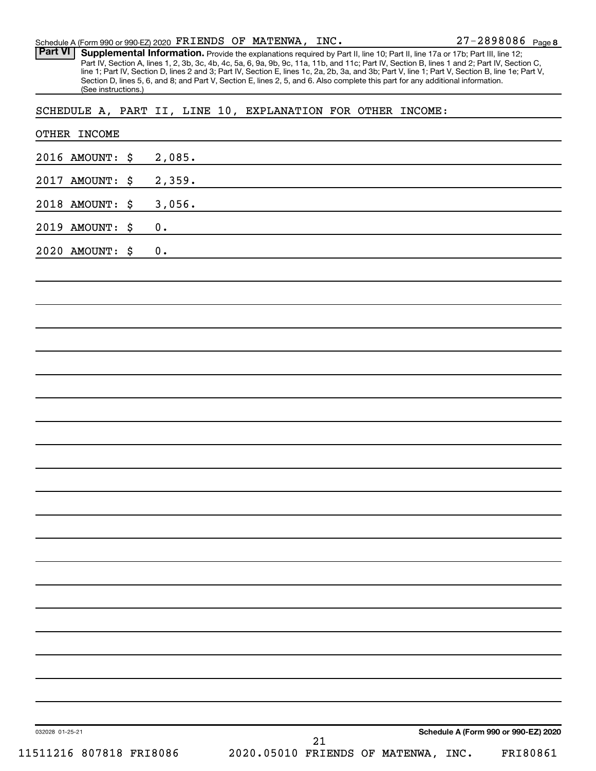Schedule A (Form 990 or 990-EZ) 2020 FRIENDS OF MATENWA, INC. 27-2898086 Page 8

**Part VI** **Supplemental Information.** Provide the explanations required by Part II, line 10; Part II, line 17a or 17b; Part III, line 12; Part IV, Section A, lines 1, 2, 3b, 3c, 4b, 4c, 5a, 6, 9a, 9b, 9c, 11a, 11b, and 11c; Part IV, Section B, lines 1 and 2; Part IV, Section C, line 1; Part IV, Section D, lines 2 and 3; Part IV, Section E, lines 1c, 2a, 2b, 3a, and 3b; Part V, line 1; Part V, Section B, line 1e; Part V, Section D, lines 5, 6, and 8; and Part V, Section E, lines 2, 5, and 6. Also complete this part for any additional information. (See instructions.)

SCHEDULE A, PART II, LINE 10, EXPLANATION FOR OTHER INCOME:

OTHER INCOME

2016 AMOUNT: $ 2,085.

2017 AMOUNT: $ 2,359.

2018 AMOUNT: $ 3,056.

2019 AMOUNT: $ 0.

2020 AMOUNT: $ 0.

032028 01-25-21 **Schedule A (Form 990 or 990-EZ) 2020**

11511216 807818 FRI8086 2020.05010 FRIENDS OF MATENWA, INC. FRI80861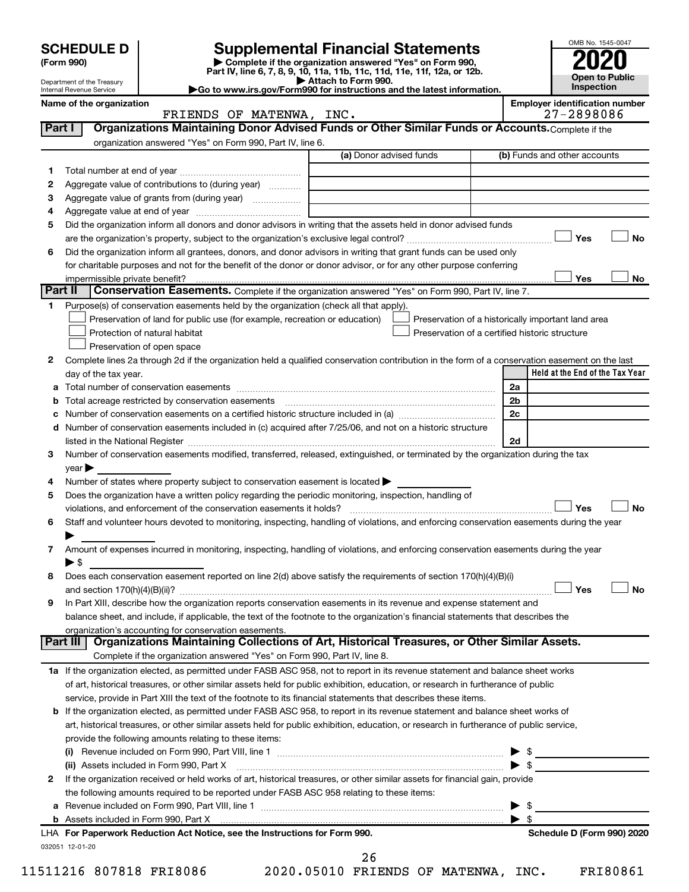**SCHEDULE D (Form 990)**

Department of the Treasury
Internal Revenue Service

# Supplemental Financial Statements

▶ Complete if the organization answered "Yes" on Form 990, Part IV, line 6, 7, 8, 9, 10, 11a, 11b, 11c, 11d, 11e, 11f, 12a, or 12b.
▶ Attach to Form 990.
▶Go to www.irs.gov/Form990 for instructions and the latest information.

OMB No. 1545-0047
**2020**
**Open to Public Inspection**

**Name of the organization:** FRIENDS OF MATENWA, INC.
**Employer identification number:** 27-2898086

## Part I — Organizations Maintaining Donor Advised Funds or Other Similar Funds or Accounts.

Complete if the organization answered "Yes" on Form 990, Part IV, line 6.

| | | (a) Donor advised funds | (b) Funds and other accounts |
|---|---|---|---|
| 1 | Total number at end of year | | |
| 2 | Aggregate value of contributions to (during year) | | |
| 3 | Aggregate value of grants from (during year) | | |
| 4 | Aggregate value at end of year | | |

5 Did the organization inform all donors and donor advisors in writing that the assets held in donor advised funds are the organization's property, subject to the organization's exclusive legal control? ☐ Yes ☐ No

6 Did the organization inform all grantees, donors, and donor advisors in writing that grant funds can be used only for charitable purposes and not for the benefit of the donor or donor advisor, or for any other purpose conferring impermissible private benefit? ☐ Yes ☐ No

## Part II — Conservation Easements.

Complete if the organization answered "Yes" on Form 990, Part IV, line 7.

1 Purpose(s) of conservation easements held by the organization (check all that apply).
- ☐ Preservation of land for public use (for example, recreation or education)
- ☐ Protection of natural habitat
- ☐ Preservation of open space
- ☐ Preservation of a historically important land area
- ☐ Preservation of a certified historic structure

2 Complete lines 2a through 2d if the organization held a qualified conservation contribution in the form of a conservation easement on the last day of the tax year.

| | | | Held at the End of the Tax Year |
|---|---|---|---|
| a | Total number of conservation easements | 2a | |
| b | Total acreage restricted by conservation easements | 2b | |
| c | Number of conservation easements on a certified historic structure included in (a) | 2c | |
| d | Number of conservation easements included in (c) acquired after 7/25/06, and not on a historic structure listed in the National Register | 2d | |

3 Number of conservation easements modified, transferred, released, extinguished, or terminated by the organization during the tax year ▶

4 Number of states where property subject to conservation easement is located ▶

5 Does the organization have a written policy regarding the periodic monitoring, inspection, handling of violations, and enforcement of the conservation easements it holds? ☐ Yes ☐ No

6 Staff and volunteer hours devoted to monitoring, inspecting, handling of violations, and enforcing conservation easements during the year ▶

7 Amount of expenses incurred in monitoring, inspecting, handling of violations, and enforcing conservation easements during the year ▶ $

8 Does each conservation easement reported on line 2(d) above satisfy the requirements of section 170(h)(4)(B)(i) and section 170(h)(4)(B)(ii)? ☐ Yes ☐ No

9 In Part XIII, describe how the organization reports conservation easements in its revenue and expense statement and balance sheet, and include, if applicable, the text of the footnote to the organization's financial statements that describes the organization's accounting for conservation easements.

## Part III — Organizations Maintaining Collections of Art, Historical Treasures, or Other Similar Assets.

Complete if the organization answered "Yes" on Form 990, Part IV, line 8.

1a If the organization elected, as permitted under FASB ASC 958, not to report in its revenue statement and balance sheet works of art, historical treasures, or other similar assets held for public exhibition, education, or research in furtherance of public service, provide in Part XIII the text of the footnote to its financial statements that describes these items.

b If the organization elected, as permitted under FASB ASC 958, to report in its revenue statement and balance sheet works of art, historical treasures, or other similar assets held for public exhibition, education, or research in furtherance of public service, provide the following amounts relating to these items:

(i) Revenue included on Form 990, Part VIII, line 1 ▶ $

(ii) Assets included in Form 990, Part X ▶ $

2 If the organization received or held works of art, historical treasures, or other similar assets for financial gain, provide the following amounts required to be reported under FASB ASC 958 relating to these items:

a Revenue included on Form 990, Part VIII, line 1 ▶ $

b Assets included in Form 990, Part X ▶ $

LHA **For Paperwork Reduction Act Notice, see the Instructions for Form 990.** **Schedule D (Form 990) 2020**

032051 12-01-20

11511216 807818 FRI8086 2020.05010 FRIENDS OF MATENWA, INC. FRI80861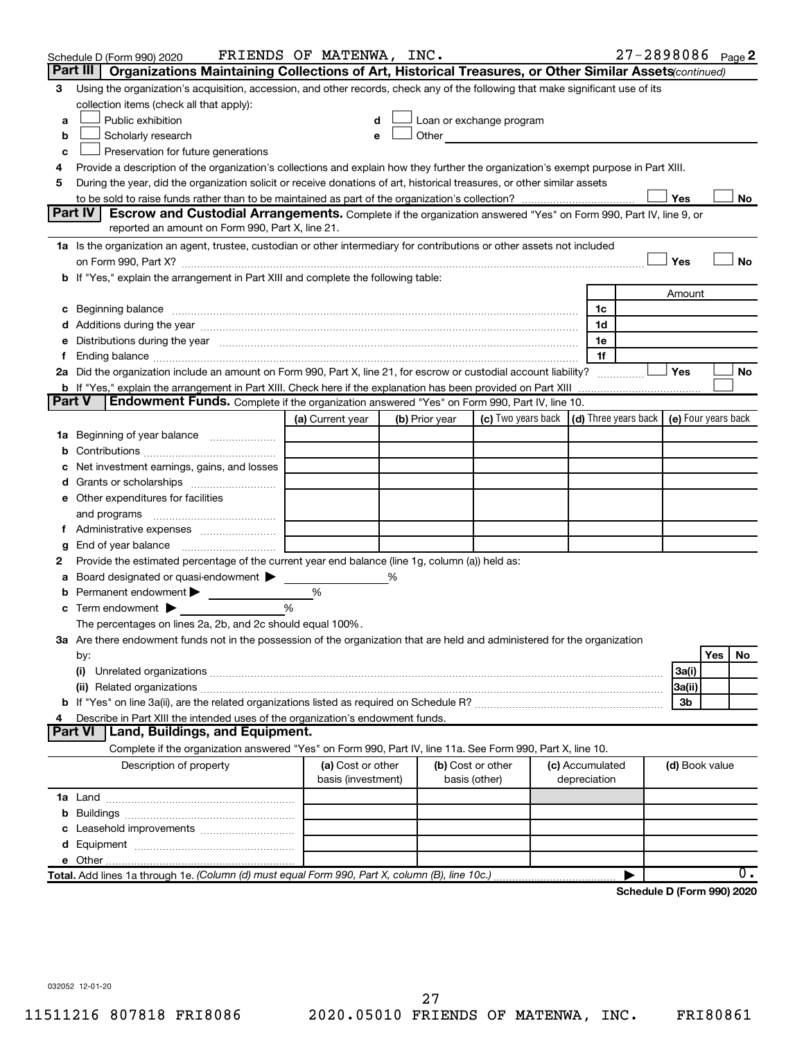Schedule D (Form 990) 2020 FRIENDS OF MATENWA, INC. 27-2898086 Page 2

**Part III Organizations Maintaining Collections of Art, Historical Treasures, or Other Similar Assets** *(continued)*

3 Using the organization's acquisition, accession, and other records, check any of the following that make significant use of its collection items (check all that apply):

a ☐ Public exhibition
b ☐ Scholarly research
c ☐ Preservation for future generations
d ☐ Loan or exchange program
e ☐ Other

4 Provide a description of the organization's collections and explain how they further the organization's exempt purpose in Part XIII.

5 During the year, did the organization solicit or receive donations of art, historical treasures, or other similar assets to be sold to raise funds rather than to be maintained as part of the organization's collection? ☐ Yes ☐ No

**Part IV Escrow and Custodial Arrangements.** Complete if the organization answered "Yes" on Form 990, Part IV, line 9, or reported an amount on Form 990, Part X, line 21.

1a Is the organization an agent, trustee, custodian or other intermediary for contributions or other assets not included on Form 990, Part X? ☐ Yes ☐ No

b If "Yes," explain the arrangement in Part XIII and complete the following table:

| | | Amount |
|---|---|---|
| c Beginning balance | 1c | |
| d Additions during the year | 1d | |
| e Distributions during the year | 1e | |
| f Ending balance | 1f | |

2a Did the organization include an amount on Form 990, Part X, line 21, for escrow or custodial account liability? ☐ Yes ☐ No

b If "Yes," explain the arrangement in Part XIII. Check here if the explanation has been provided on Part XIII ☐

**Part V Endowment Funds.** Complete if the organization answered "Yes" on Form 990, Part IV, line 10.

| | (a) Current year | (b) Prior year | (c) Two years back | (d) Three years back | (e) Four years back |
|---|---|---|---|---|---|
| 1a Beginning of year balance | | | | | |
| b Contributions | | | | | |
| c Net investment earnings, gains, and losses | | | | | |
| d Grants or scholarships | | | | | |
| e Other expenditures for facilities and programs | | | | | |
| f Administrative expenses | | | | | |
| g End of year balance | | | | | |

2 Provide the estimated percentage of the current year end balance (line 1g, column (a)) held as:

a Board designated or quasi-endowment ▶ ______ %
b Permanent endowment ▶ ______ %
c Term endowment ▶ ______ %

The percentages on lines 2a, 2b, and 2c should equal 100%.

3a Are there endowment funds not in the possession of the organization that are held and administered for the organization by:

| | | Yes | No |
|---|---|---|---|
| (i) Unrelated organizations | 3a(i) | | |
| (ii) Related organizations | 3a(ii) | | |
| b If "Yes" on line 3a(ii), are the related organizations listed as required on Schedule R? | 3b | | |

4 Describe in Part XIII the intended uses of the organization's endowment funds.

**Part VI Land, Buildings, and Equipment.**

Complete if the organization answered "Yes" on Form 990, Part IV, line 11a. See Form 990, Part X, line 10.

| Description of property | (a) Cost or other basis (investment) | (b) Cost or other basis (other) | (c) Accumulated depreciation | (d) Book value |
|---|---|---|---|---|
| 1a Land | | | | |
| b Buildings | | | | |
| c Leasehold improvements | | | | |
| d Equipment | | | | |
| e Other | | | | |
| **Total.** Add lines 1a through 1e. *(Column (d) must equal Form 990, Part X, column (B), line 10c.)* | | | | 0. |

**Schedule D (Form 990) 2020**

032052 12-01-20

11511216 807818 FRI8086 2020.05010 FRIENDS OF MATENWA, INC. FRI80861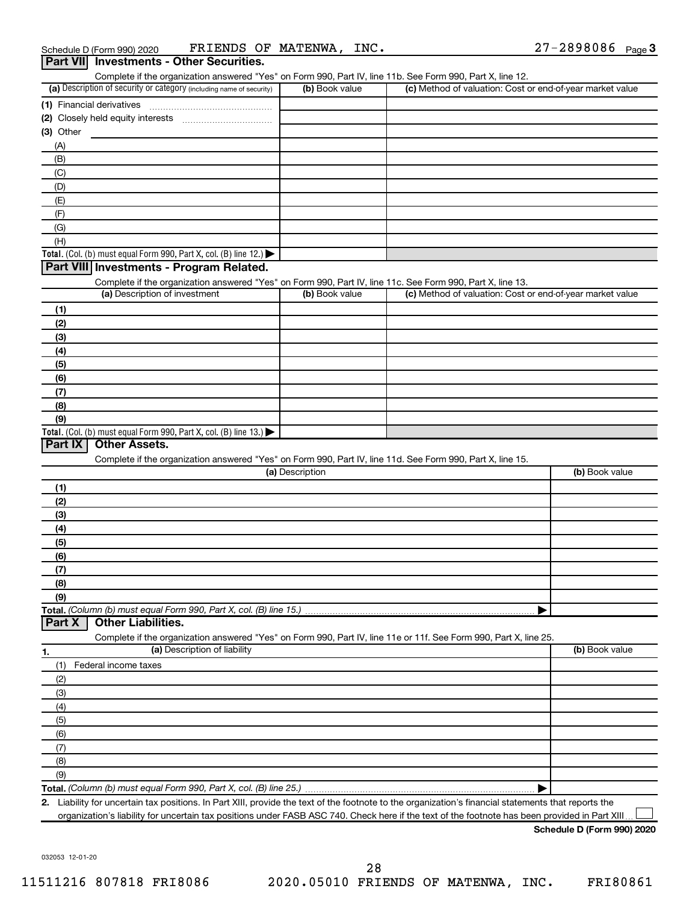Schedule D (Form 990) 2020 FRIENDS OF MATENWA, INC. 27-2898086 Page 3

## Part VII Investments - Other Securities.

Complete if the organization answered "Yes" on Form 990, Part IV, line 11b. See Form 990, Part X, line 12.

| (a) Description of security or category (including name of security) | (b) Book value | (c) Method of valuation: Cost or end-of-year market value |
|---|---|---|
| (1) Financial derivatives | | |
| (2) Closely held equity interests | | |
| (3) Other | | |
| (A) | | |
| (B) | | |
| (C) | | |
| (D) | | |
| (E) | | |
| (F) | | |
| (G) | | |
| (H) | | |
| **Total.** (Col. (b) must equal Form 990, Part X, col. (B) line 12.) ▶ | | |

## Part VIII Investments - Program Related.

Complete if the organization answered "Yes" on Form 990, Part IV, line 11c. See Form 990, Part X, line 13.

| (a) Description of investment | (b) Book value | (c) Method of valuation: Cost or end-of-year market value |
|---|---|---|
| (1) | | |
| (2) | | |
| (3) | | |
| (4) | | |
| (5) | | |
| (6) | | |
| (7) | | |
| (8) | | |
| (9) | | |
| **Total.** (Col. (b) must equal Form 990, Part X, col. (B) line 13.) ▶ | | |

## Part IX Other Assets.

Complete if the organization answered "Yes" on Form 990, Part IV, line 11d. See Form 990, Part X, line 15.

| (a) Description | (b) Book value |
|---|---|
| (1) | |
| (2) | |
| (3) | |
| (4) | |
| (5) | |
| (6) | |
| (7) | |
| (8) | |
| (9) | |
| **Total.** *(Column (b) must equal Form 990, Part X, col. (B) line 15.)* ▶ | |

## Part X Other Liabilities.

Complete if the organization answered "Yes" on Form 990, Part IV, line 11e or 11f. See Form 990, Part X, line 25.

| 1. (a) Description of liability | (b) Book value |
|---|---|
| (1) Federal income taxes | |
| (2) | |
| (3) | |
| (4) | |
| (5) | |
| (6) | |
| (7) | |
| (8) | |
| (9) | |
| **Total.** *(Column (b) must equal Form 990, Part X, col. (B) line 25.)* ▶ | |

**2.** Liability for uncertain tax positions. In Part XIII, provide the text of the footnote to the organization's financial statements that reports the organization's liability for uncertain tax positions under FASB ASC 740. Check here if the text of the footnote has been provided in Part XIII ☐

**Schedule D (Form 990) 2020**

032053 12-01-20

11511216 807818 FRI8086 2020.05010 FRIENDS OF MATENWA, INC. FRI80861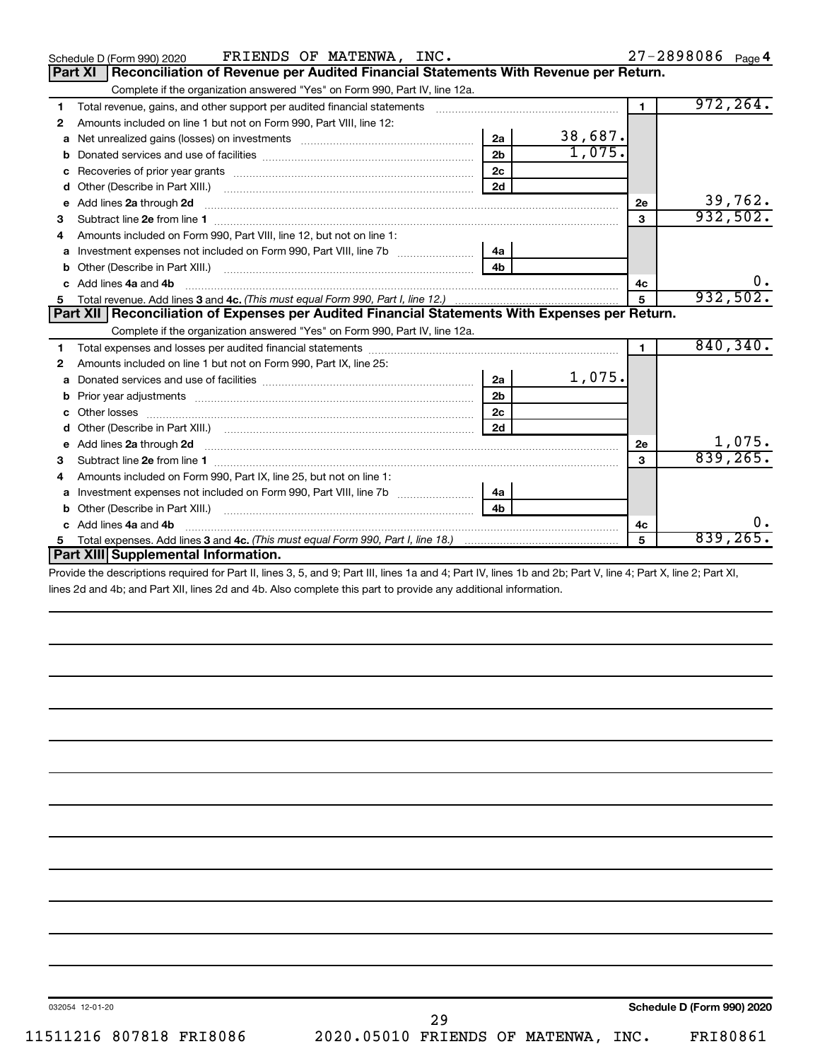Schedule D (Form 990) 2020 FRIENDS OF MATENWA, INC. 27-2898086 Page 4

## Part XI Reconciliation of Revenue per Audited Financial Statements With Revenue per Return.

Complete if the organization answered "Yes" on Form 990, Part IV, line 12a.

| | | | | | |
|---|---|---|---|---|---|
| 1 | Total revenue, gains, and other support per audited financial statements | | | 1 | 972,264. |
| 2 | Amounts included on line 1 but not on Form 990, Part VIII, line 12: | | | | |
| a | Net unrealized gains (losses) on investments | 2a | 38,687. | | |
| b | Donated services and use of facilities | 2b | 1,075. | | |
| c | Recoveries of prior year grants | 2c | | | |
| d | Other (Describe in Part XIII.) | 2d | | | |
| e | Add lines 2a through 2d | | | 2e | 39,762. |
| 3 | Subtract line 2e from line 1 | | | 3 | 932,502. |
| 4 | Amounts included on Form 990, Part VIII, line 12, but not on line 1: | | | | |
| a | Investment expenses not included on Form 990, Part VIII, line 7b | 4a | | | |
| b | Other (Describe in Part XIII.) | 4b | | | |
| c | Add lines 4a and 4b | | | 4c | 0. |
| 5 | Total revenue. Add lines 3 and 4c. *(This must equal Form 990, Part I, line 12.)* | | | 5 | 932,502. |

## Part XII Reconciliation of Expenses per Audited Financial Statements With Expenses per Return.

Complete if the organization answered "Yes" on Form 990, Part IV, line 12a.

| | | | | | |
|---|---|---|---|---|---|
| 1 | Total expenses and losses per audited financial statements | | | 1 | 840,340. |
| 2 | Amounts included on line 1 but not on Form 990, Part IX, line 25: | | | | |
| a | Donated services and use of facilities | 2a | 1,075. | | |
| b | Prior year adjustments | 2b | | | |
| c | Other losses | 2c | | | |
| d | Other (Describe in Part XIII.) | 2d | | | |
| e | Add lines 2a through 2d | | | 2e | 1,075. |
| 3 | Subtract line 2e from line 1 | | | 3 | 839,265. |
| 4 | Amounts included on Form 990, Part IX, line 25, but not on line 1: | | | | |
| a | Investment expenses not included on Form 990, Part VIII, line 7b | 4a | | | |
| b | Other (Describe in Part XIII.) | 4b | | | |
| c | Add lines 4a and 4b | | | 4c | 0. |
| 5 | Total expenses. Add lines 3 and 4c. *(This must equal Form 990, Part I, line 18.)* | | | 5 | 839,265. |

## Part XIII Supplemental Information.

Provide the descriptions required for Part II, lines 3, 5, and 9; Part III, lines 1a and 4; Part IV, lines 1b and 2b; Part V, line 4; Part X, line 2; Part XI, lines 2d and 4b; and Part XII, lines 2d and 4b. Also complete this part to provide any additional information.

032054 12-01-20 Schedule D (Form 990) 2020

11511216 807818 FRI8086 2020.05010 FRIENDS OF MATENWA, INC. FRI80861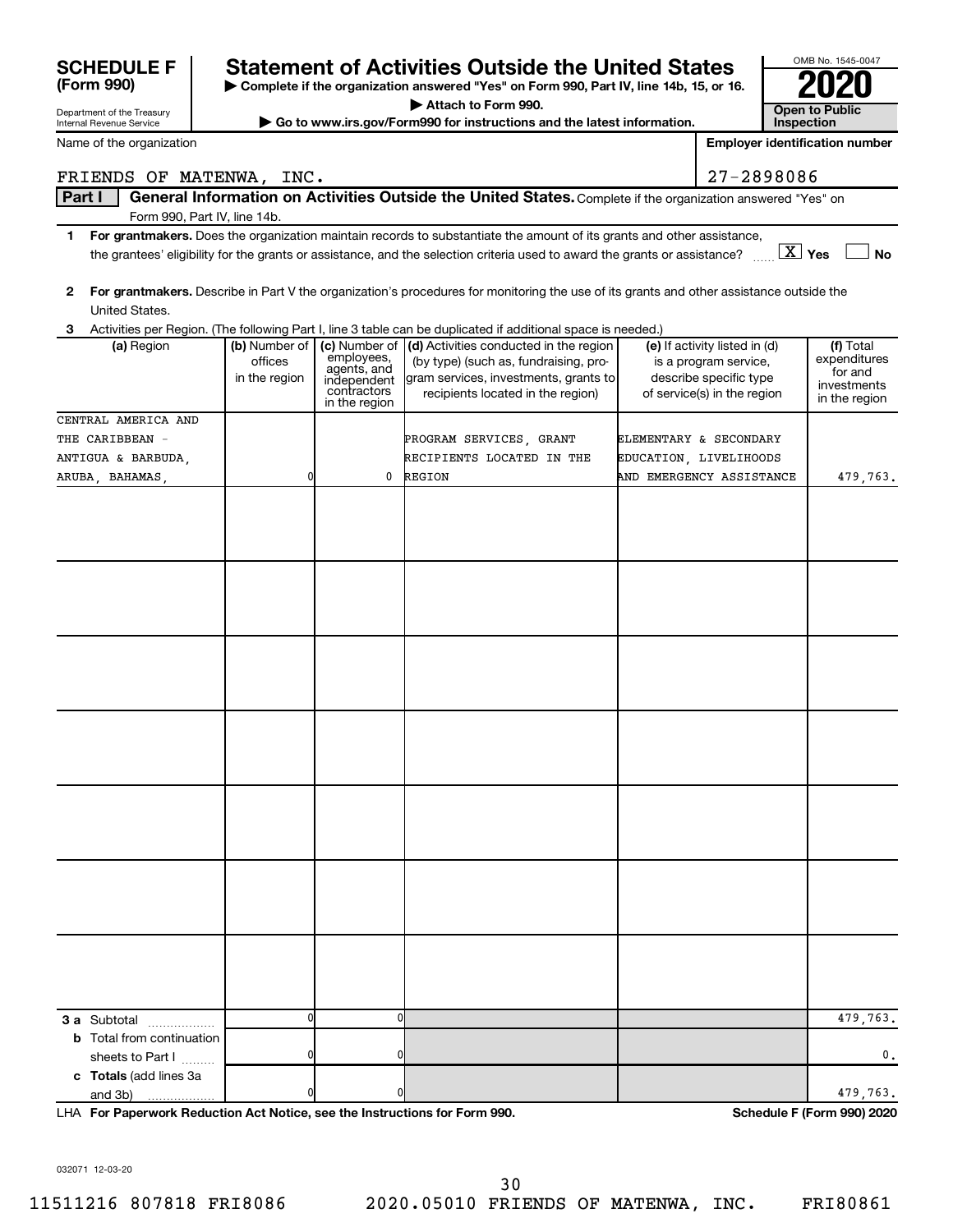**SCHEDULE F (Form 990)**

Department of the Treasury
Internal Revenue Service

# Statement of Activities Outside the United States

▶ Complete if the organization answered "Yes" on Form 990, Part IV, line 14b, 15, or 16.
▶ Attach to Form 990.
▶ Go to www.irs.gov/Form990 for instructions and the latest information.

OMB No. 1545-0047

**2020**

**Open to Public Inspection**

Name of the organization: FRIENDS OF MATENWA, INC.

Employer identification number: 27-2898086

**Part I** **General Information on Activities Outside the United States.** Complete if the organization answered "Yes" on Form 990, Part IV, line 14b.

1 **For grantmakers.** Does the organization maintain records to substantiate the amount of its grants and other assistance, the grantees' eligibility for the grants or assistance, and the selection criteria used to award the grants or assistance? [X] Yes [ ] No

2 **For grantmakers.** Describe in Part V the organization's procedures for monitoring the use of its grants and other assistance outside the United States.

3 Activities per Region. (The following Part I, line 3 table can be duplicated if additional space is needed.)

| (a) Region | (b) Number of offices in the region | (c) Number of employees, agents, and independent contractors in the region | (d) Activities conducted in the region (by type) (such as, fundraising, program services, investments, grants to recipients located in the region) | (e) If activity listed in (d) is a program service, describe specific type of service(s) in the region | (f) Total expenditures for and investments in the region |
|---|---|---|---|---|---|
| CENTRAL AMERICA AND THE CARIBBEAN - ANTIGUA & BARBUDA, ARUBA, BAHAMAS, | 0 | 0 | PROGRAM SERVICES, GRANT RECIPIENTS LOCATED IN THE REGION | ELEMENTARY & SECONDARY EDUCATION, LIVELIHOODS AND EMERGENCY ASSISTANCE | 479,763. |
| | | | | | |
| | | | | | |
| | | | | | |
| | | | | | |
| | | | | | |
| | | | | | |
| | | | | | |
| **3 a** Subtotal | 0 | 0 | | | 479,763. |
| **b** Total from continuation sheets to Part I | 0 | 0 | | | 0. |
| **c Totals** (add lines 3a and 3b) | 0 | 0 | | | 479,763. |

LHA **For Paperwork Reduction Act Notice, see the Instructions for Form 990.** **Schedule F (Form 990) 2020**

032071 12-03-20

11511216 807818 FRI8086 2020.05010 FRIENDS OF MATENWA, INC. FRI80861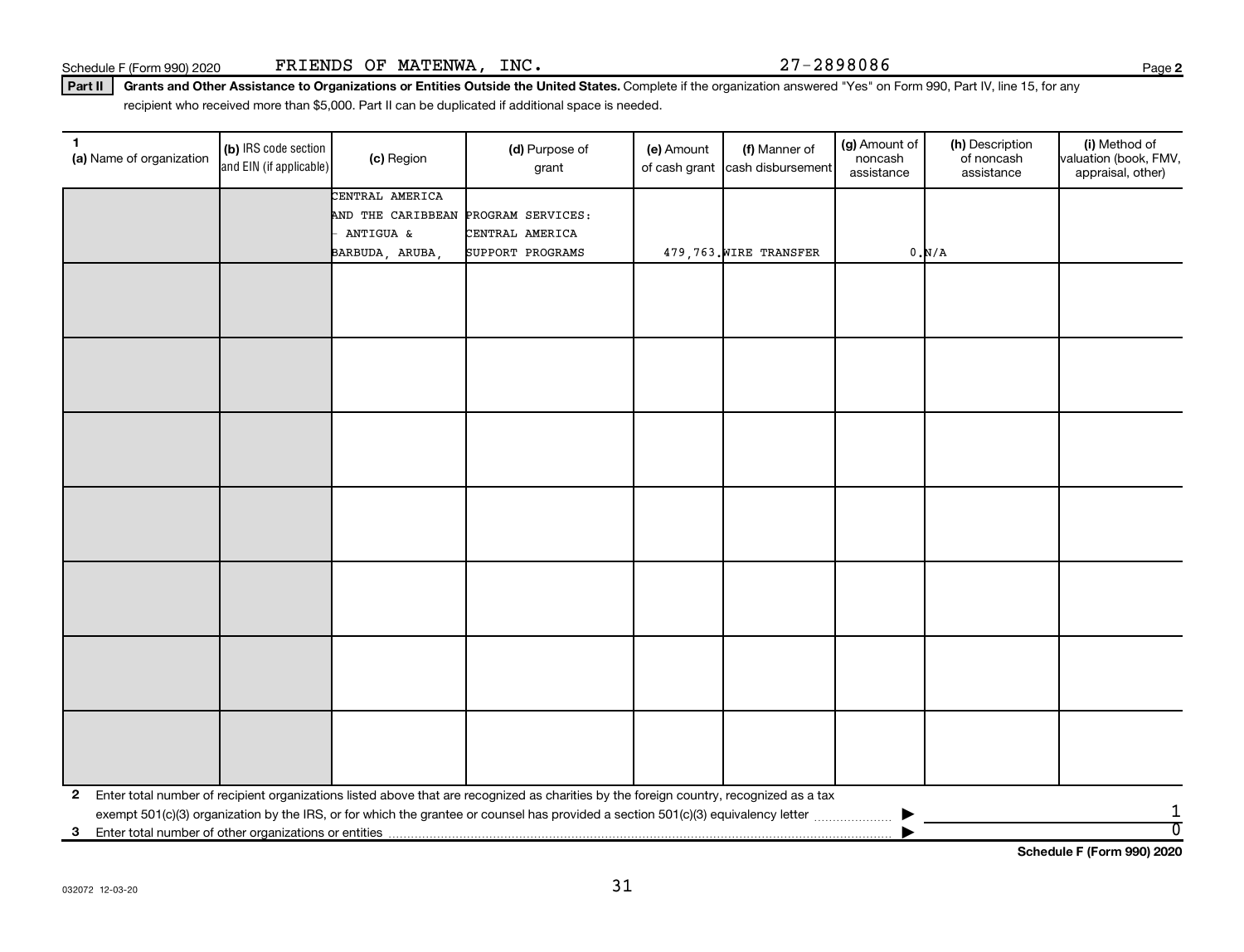Schedule F (Form 990) 2020 FRIENDS OF MATENWA, INC. 27-2898086 Page **2**

**Part II** **Grants and Other Assistance to Organizations or Entities Outside the United States.** Complete if the organization answered "Yes" on Form 990, Part IV, line 15, for any recipient who received more than $5,000. Part II can be duplicated if additional space is needed.

| 1 (a) Name of organization | (b) IRS code section and EIN (if applicable) | (c) Region | (d) Purpose of grant | (e) Amount of cash grant | (f) Manner of cash disbursement | (g) Amount of noncash assistance | (h) Description of noncash assistance | (i) Method of valuation (book, FMV, appraisal, other) |
|---|---|---|---|---|---|---|---|---|
| | | CENTRAL AMERICA AND THE CARIBBEAN - ANTIGUA & BARBUDA, ARUBA, | PROGRAM SERVICES: CENTRAL AMERICA SUPPORT PROGRAMS | 479,763. | WIRE TRANSFER | 0. | N/A | |
| | | | | | | | | |
| | | | | | | | | |
| | | | | | | | | |
| | | | | | | | | |
| | | | | | | | | |
| | | | | | | | | |
| | | | | | | | | |

**2** Enter total number of recipient organizations listed above that are recognized as charities by the foreign country, recognized as a tax exempt 501(c)(3) organization by the IRS, or for which the grantee or counsel has provided a section 501(c)(3) equivalency letter ▶ 1

**3** Enter total number of other organizations or entities ▶ 0

**Schedule F (Form 990) 2020**

032072 12-03-20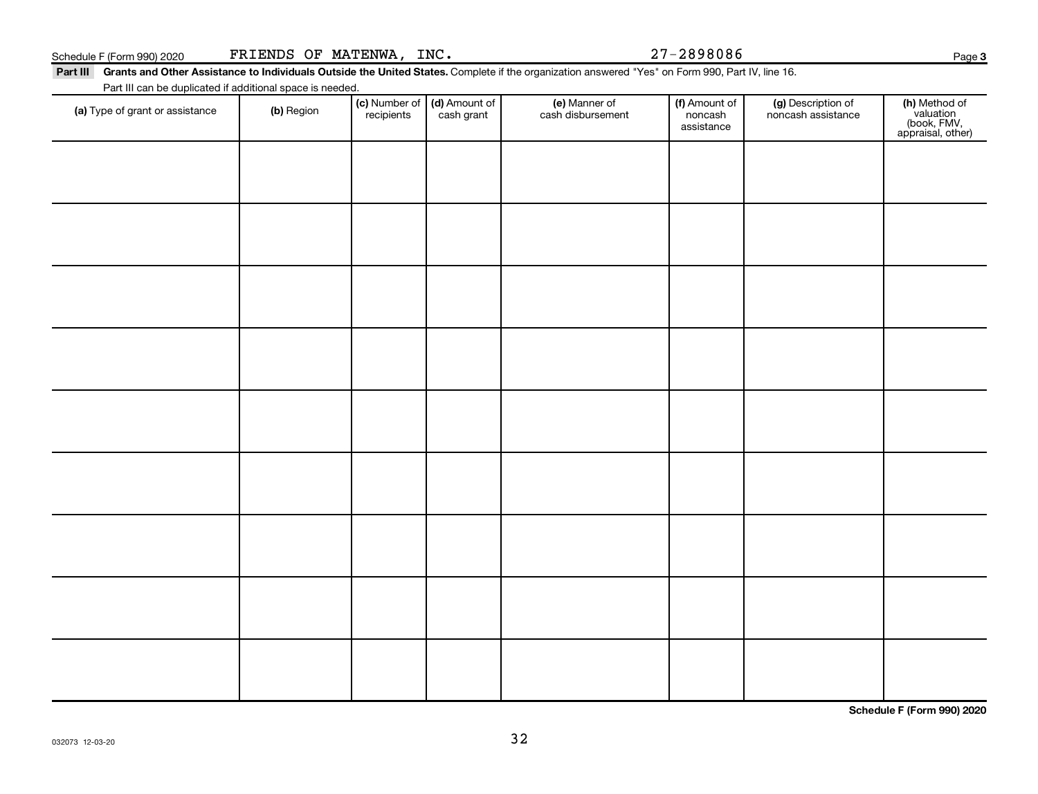Schedule F (Form 990) 2020 FRIENDS OF MATENWA, INC. 27-2898086

**Part III** **Grants and Other Assistance to Individuals Outside the United States.** Complete if the organization answered "Yes" on Form 990, Part IV, line 16.

Part III can be duplicated if additional space is needed.

| (a) Type of grant or assistance | (b) Region | (c) Number of recipients | (d) Amount of cash grant | (e) Manner of cash disbursement | (f) Amount of noncash assistance | (g) Description of noncash assistance | (h) Method of valuation (book, FMV, appraisal, other) |
|---|---|---|---|---|---|---|---|
| | | | | | | | |
| | | | | | | | |
| | | | | | | | |
| | | | | | | | |
| | | | | | | | |
| | | | | | | | |
| | | | | | | | |
| | | | | | | | |
| | | | | | | | |

**Schedule F (Form 990) 2020**

032073 12-03-20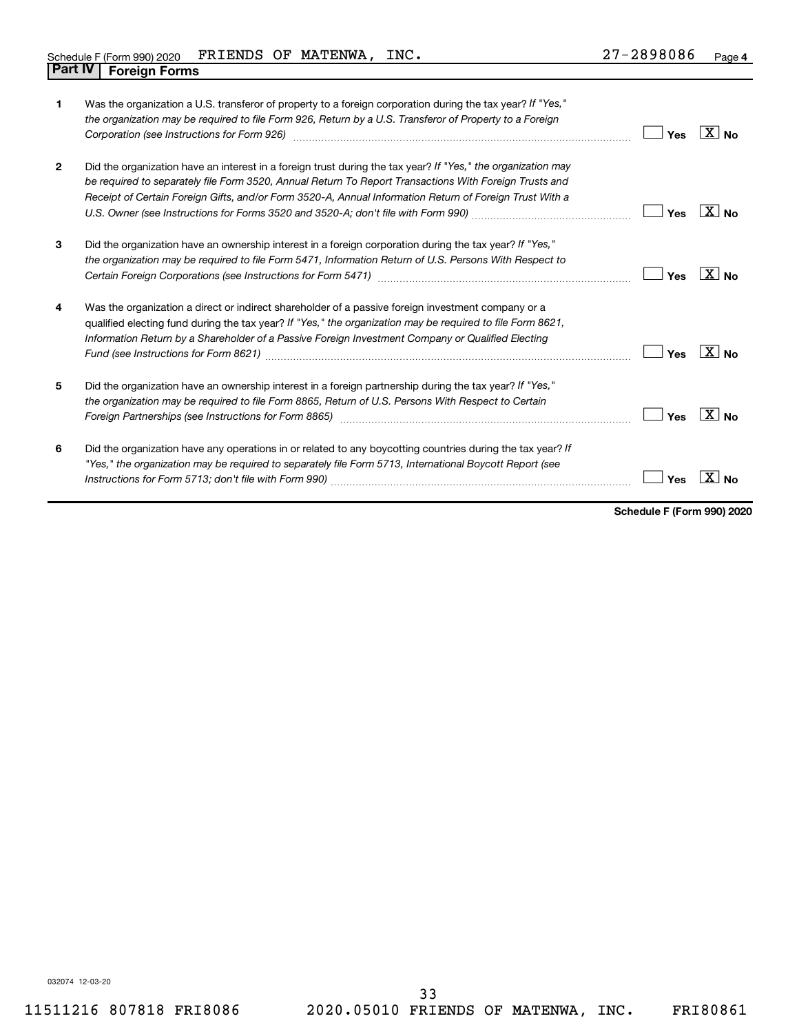Schedule F (Form 990) 2020 FRIENDS OF MATENWA, INC. 27-2898086

## Part IV Foreign Forms

| | | Yes | No |
|---|---|---|---|
| 1 | Was the organization a U.S. transferor of property to a foreign corporation during the tax year? *If "Yes," the organization may be required to file Form 926, Return by a U.S. Transferor of Property to a Foreign Corporation (see Instructions for Form 926)* | | X |
| 2 | Did the organization have an interest in a foreign trust during the tax year? *If "Yes," the organization may be required to separately file Form 3520, Annual Return To Report Transactions With Foreign Trusts and Receipt of Certain Foreign Gifts, and/or Form 3520-A, Annual Information Return of Foreign Trust With a U.S. Owner (see Instructions for Forms 3520 and 3520-A; don't file with Form 990)* | | X |
| 3 | Did the organization have an ownership interest in a foreign corporation during the tax year? *If "Yes," the organization may be required to file Form 5471, Information Return of U.S. Persons With Respect to Certain Foreign Corporations (see Instructions for Form 5471)* | | X |
| 4 | Was the organization a direct or indirect shareholder of a passive foreign investment company or a qualified electing fund during the tax year? *If "Yes," the organization may be required to file Form 8621, Information Return by a Shareholder of a Passive Foreign Investment Company or Qualified Electing Fund (see Instructions for Form 8621)* | | X |
| 5 | Did the organization have an ownership interest in a foreign partnership during the tax year? *If "Yes," the organization may be required to file Form 8865, Return of U.S. Persons With Respect to Certain Foreign Partnerships (see Instructions for Form 8865)* | | X |
| 6 | Did the organization have any operations in or related to any boycotting countries during the tax year? *If "Yes," the organization may be required to separately file Form 5713, International Boycott Report (see Instructions for Form 5713; don't file with Form 990)* | | X |

**Schedule F (Form 990) 2020**

032074 12-03-20

11511216 807818 FRI8086 2020.05010 FRIENDS OF MATENWA, INC. FRI80861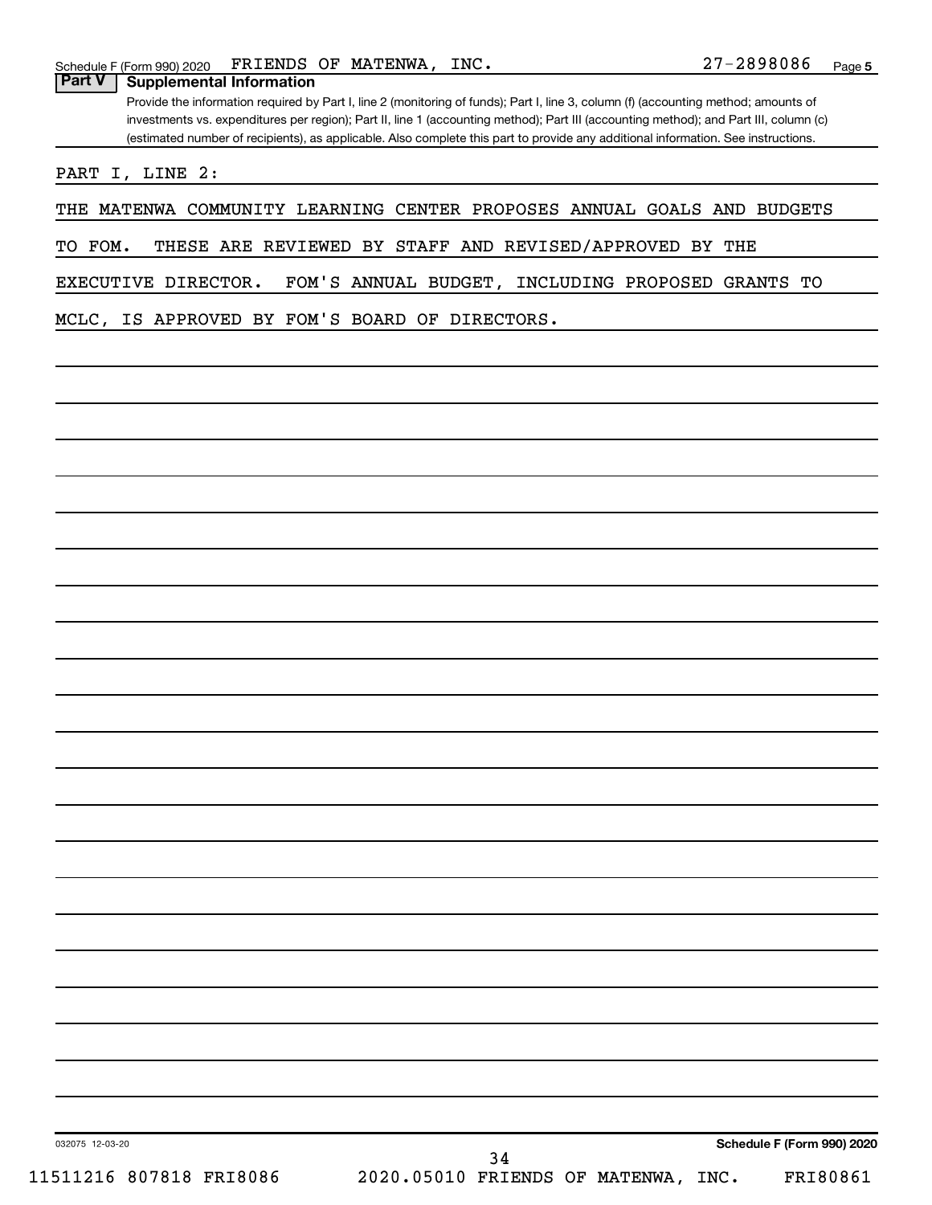Schedule F (Form 990) 2020 FRIENDS OF MATENWA, INC. 27-2898086 Page 5

## Part V Supplemental Information

Provide the information required by Part I, line 2 (monitoring of funds); Part I, line 3, column (f) (accounting method; amounts of investments vs. expenditures per region); Part II, line 1 (accounting method); Part III (accounting method); and Part III, column (c) (estimated number of recipients), as applicable. Also complete this part to provide any additional information. See instructions.

PART I, LINE 2:

THE MATENWA COMMUNITY LEARNING CENTER PROPOSES ANNUAL GOALS AND BUDGETS TO FOM. THESE ARE REVIEWED BY STAFF AND REVISED/APPROVED BY THE EXECUTIVE DIRECTOR. FOM'S ANNUAL BUDGET, INCLUDING PROPOSED GRANTS TO MCLC, IS APPROVED BY FOM'S BOARD OF DIRECTORS.

032075 12-03-20 Schedule F (Form 990) 2020

11511216 807818 FRI8086 2020.05010 FRIENDS OF MATENWA, INC. FRI80861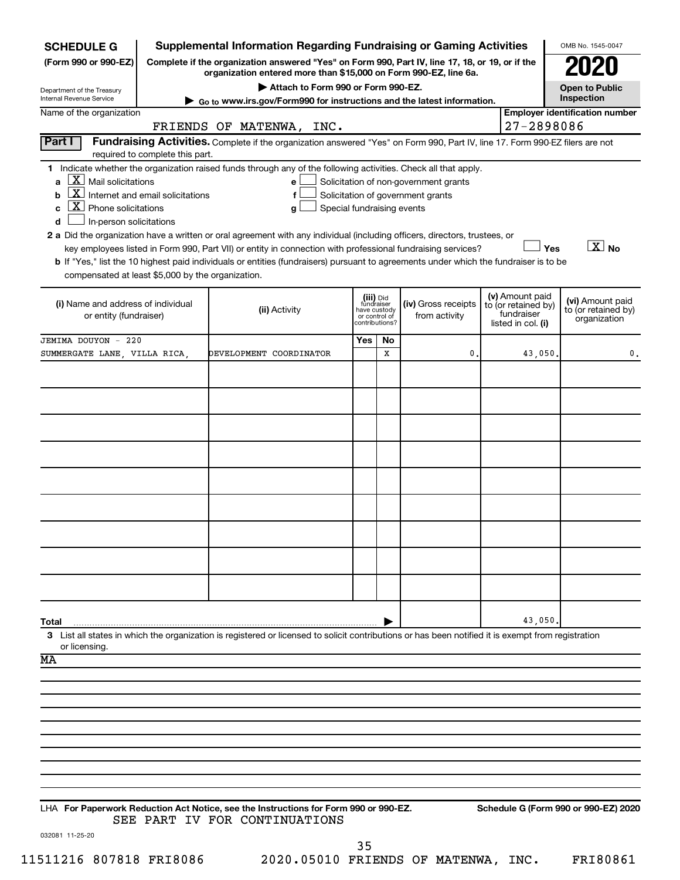**SCHEDULE G** (Form 990 or 990-EZ)

Department of the Treasury
Internal Revenue Service

# Supplemental Information Regarding Fundraising or Gaming Activities

**Complete if the organization answered "Yes" on Form 990, Part IV, line 17, 18, or 19, or if the organization entered more than $15,000 on Form 990-EZ, line 6a.**

**▶ Attach to Form 990 or Form 990-EZ.**

**▶ Go to www.irs.gov/Form990 for instructions and the latest information.**

OMB No. 1545-0047

**2020**

**Open to Public Inspection**

Name of the organization: FRIENDS OF MATENWA, INC.

**Employer identification number:** 27-2898086

## Part I Fundraising Activities.

Complete if the organization answered "Yes" on Form 990, Part IV, line 17. Form 990-EZ filers are not required to complete this part.

**1** Indicate whether the organization raised funds through any of the following activities. Check all that apply.

- **a** [X] Mail solicitations
- **b** [X] Internet and email solicitations
- **c** [X] Phone solicitations
- **d** [ ] In-person solicitations
- **e** [ ] Solicitation of non-government grants
- **f** [ ] Solicitation of government grants
- **g** [ ] Special fundraising events

**2 a** Did the organization have a written or oral agreement with any individual (including officers, directors, trustees, or key employees listed in Form 990, Part VII) or entity in connection with professional fundraising services? [ ] Yes [X] No

**b** If "Yes," list the 10 highest paid individuals or entities (fundraisers) pursuant to agreements under which the fundraiser is to be compensated at least $5,000 by the organization.

| (i) Name and address of individual or entity (fundraiser) | (ii) Activity | (iii) Did fundraiser have custody or control of contributions? Yes | No | (iv) Gross receipts from activity | (v) Amount paid to (or retained by) fundraiser listed in col. (i) | (vi) Amount paid to (or retained by) organization |
|---|---|---|---|---|---|---|
| JEMIMA DOUYON - 220 SUMMERGATE LANE, VILLA RICA, | DEVELOPMENT COORDINATOR | | X | 0. | 43,050. | 0. |
| | | | | | | |
| | | | | | | |
| | | | | | | |
| | | | | | | |
| | | | | | | |
| | | | | | | |
| | | | | | | |
| | | | | | | |
| | | | | | | |
| **Total** | | | | | 43,050. | |

**3** List all states in which the organization is registered or licensed to solicit contributions or has been notified it is exempt from registration or licensing.

MA

LHA **For Paperwork Reduction Act Notice, see the Instructions for Form 990 or 990-EZ.** **Schedule G (Form 990 or 990-EZ) 2020**

SEE PART IV FOR CONTINUATIONS

032081 11-25-20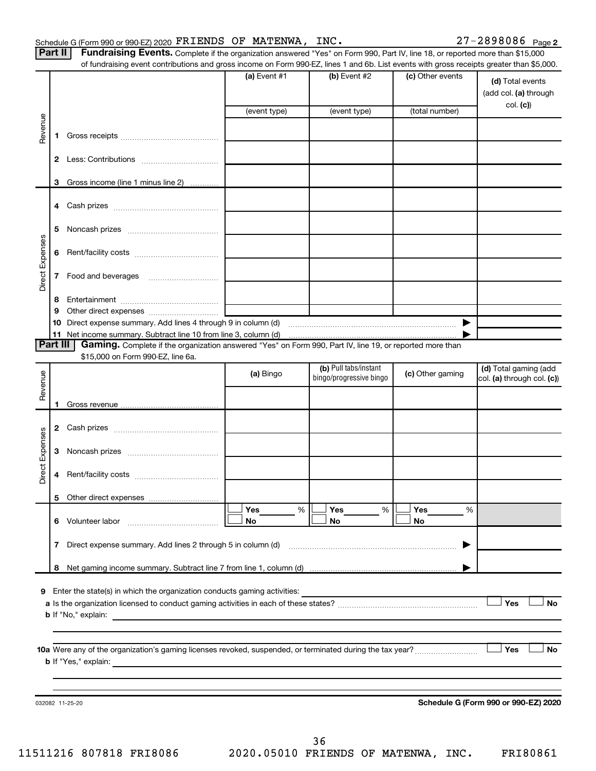Schedule G (Form 990 or 990-EZ) 2020 FRIENDS OF MATENWA, INC. 27-2898086 Page 2

## Part II Fundraising Events.

Complete if the organization answered "Yes" on Form 990, Part IV, line 18, or reported more than $15,000 of fundraising event contributions and gross income on Form 990-EZ, lines 1 and 6b. List events with gross receipts greater than $5,000.

| | | (a) Event #1 | (b) Event #2 | (c) Other events | (d) Total events (add col. (a) through col. (c)) |
|---|---|---|---|---|---|
| | | (event type) | (event type) | (total number) | |
| Revenue | 1 Gross receipts | | | | |
| | 2 Less: Contributions | | | | |
| | 3 Gross income (line 1 minus line 2) | | | | |
| Direct Expenses | 4 Cash prizes | | | | |
| | 5 Noncash prizes | | | | |
| | 6 Rent/facility costs | | | | |
| | 7 Food and beverages | | | | |
| | 8 Entertainment | | | | |
| | 9 Other direct expenses | | | | |
| | 10 Direct expense summary. Add lines 4 through 9 in column (d) | | | ▶ | |
| | 11 Net income summary. Subtract line 10 from line 3, column (d) | | | ▶ | |

## Part III Gaming.

Complete if the organization answered "Yes" on Form 990, Part IV, line 19, or reported more than $15,000 on Form 990-EZ, line 6a.

| | | (a) Bingo | (b) Pull tabs/instant bingo/progressive bingo | (c) Other gaming | (d) Total gaming (add col. (a) through col. (c)) |
|---|---|---|---|---|---|
| Revenue | 1 Gross revenue | | | | |
| Direct Expenses | 2 Cash prizes | | | | |
| | 3 Noncash prizes | | | | |
| | 4 Rent/facility costs | | | | |
| | 5 Other direct expenses | | | | |
| | 6 Volunteer labor | ☐ Yes ___% ☐ No | ☐ Yes ___% ☐ No | ☐ Yes ___% ☐ No | |
| | 7 Direct expense summary. Add lines 2 through 5 in column (d) | | | ▶ | |
| | 8 Net gaming income summary. Subtract line 7 from line 1, column (d) | | | ▶ | |

9 Enter the state(s) in which the organization conducts gaming activities:

a Is the organization licensed to conduct gaming activities in each of these states? ☐ Yes ☐ No

b If "No," explain:

10a Were any of the organization's gaming licenses revoked, suspended, or terminated during the tax year? ☐ Yes ☐ No

b If "Yes," explain:

032082 11-25-20 Schedule G (Form 990 or 990-EZ) 2020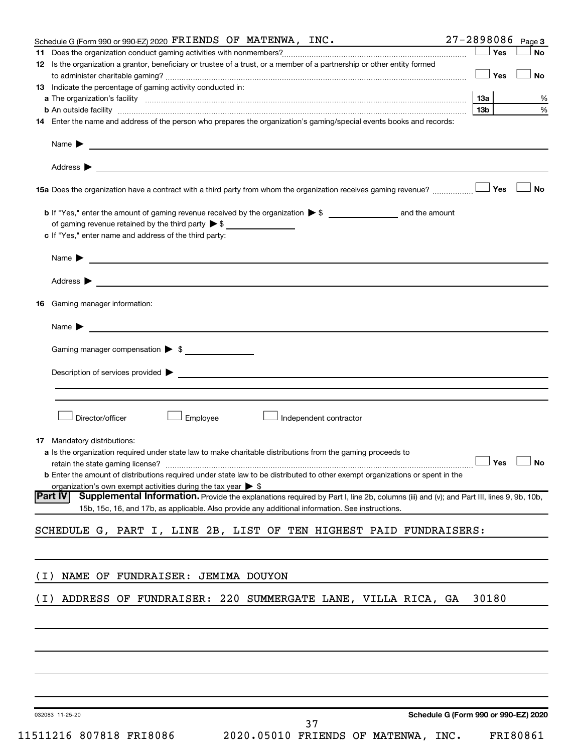Schedule G (Form 990 or 990-EZ) 2020 FRIENDS OF MATENWA, INC. 27-2898086 Page 3

**11** Does the organization conduct gaming activities with nonmembers? ☐ Yes ☐ No

**12** Is the organization a grantor, beneficiary or trustee of a trust, or a member of a partnership or other entity formed to administer charitable gaming? ☐ Yes ☐ No

**13** Indicate the percentage of gaming activity conducted in:

**a** The organization's facility ..... 13a ____ %

**b** An outside facility ..... 13b ____ %

**14** Enter the name and address of the person who prepares the organization's gaming/special events books and records:

Name ▶

Address ▶

**15a** Does the organization have a contract with a third party from whom the organization receives gaming revenue? ☐ Yes ☐ No

**b** If "Yes," enter the amount of gaming revenue received by the organization ▶ $ ________ and the amount of gaming revenue retained by the third party ▶ $ ________

**c** If "Yes," enter name and address of the third party:

Name ▶

Address ▶

**16** Gaming manager information:

Name ▶

Gaming manager compensation ▶ $ ________

Description of services provided ▶

☐ Director/officer ☐ Employee ☐ Independent contractor

**17** Mandatory distributions:

**a** Is the organization required under state law to make charitable distributions from the gaming proceeds to retain the state gaming license? ☐ Yes ☐ No

**b** Enter the amount of distributions required under state law to be distributed to other exempt organizations or spent in the organization's own exempt activities during the tax year ▶ $

## Part IV Supplemental Information.

Provide the explanations required by Part I, line 2b, columns (iii) and (v); and Part III, lines 9, 9b, 10b, 15b, 15c, 16, and 17b, as applicable. Also provide any additional information. See instructions.

SCHEDULE G, PART I, LINE 2B, LIST OF TEN HIGHEST PAID FUNDRAISERS:

(I) NAME OF FUNDRAISER: JEMIMA DOUYON

(I) ADDRESS OF FUNDRAISER: 220 SUMMERGATE LANE, VILLA RICA, GA 30180

032083 11-25-20 Schedule G (Form 990 or 990-EZ) 2020

11511216 807818 FRI8086 2020.05010 FRIENDS OF MATENWA, INC. FRI80861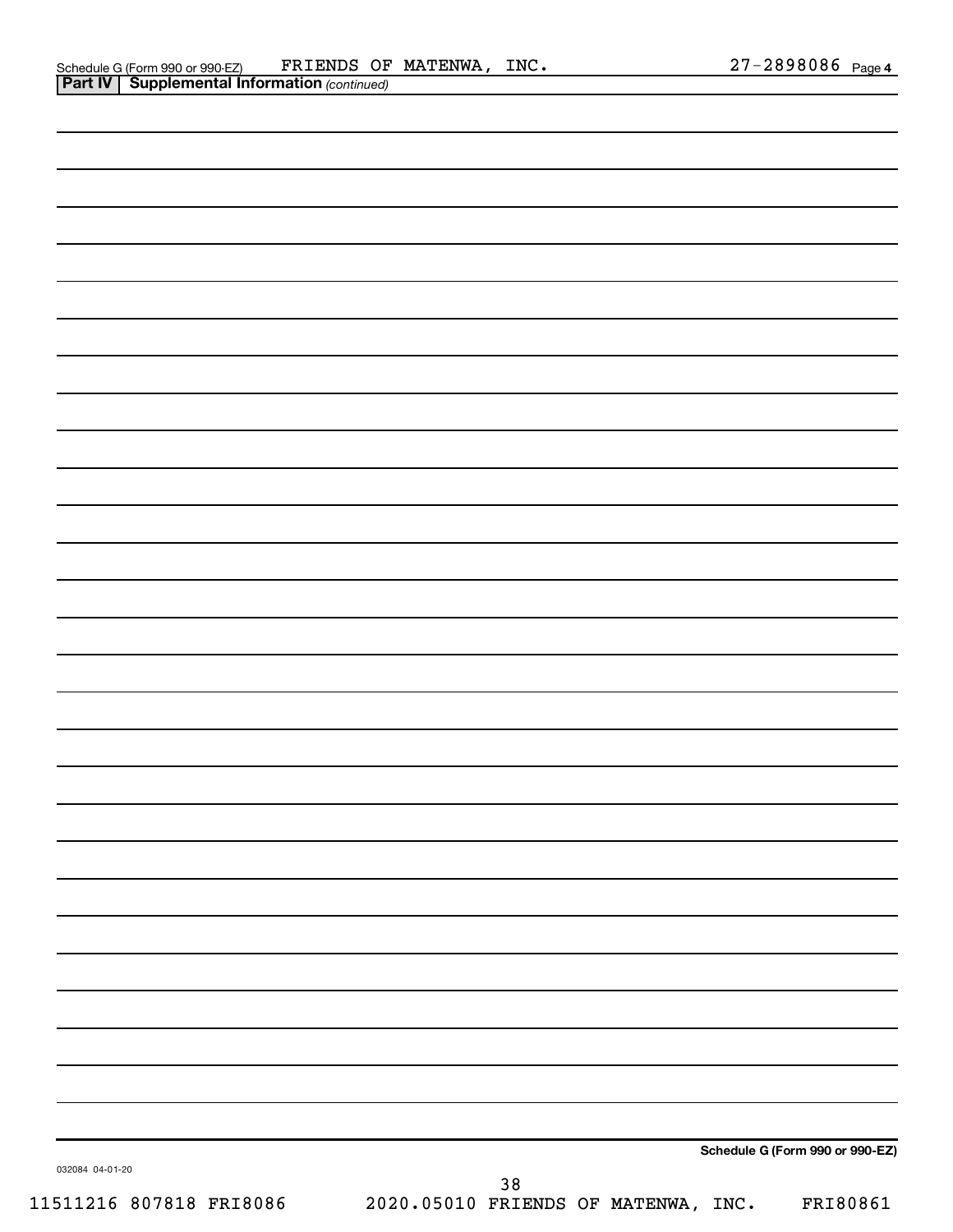Schedule G (Form 990 or 990-EZ) FRIENDS OF MATENWA, INC. 27-2898086 Page 4

**Part IV | Supplemental Information** *(continued)*

**Schedule G (Form 990 or 990-EZ)**

032084 04-01-20

11511216 807818 FRI8086 2020.05010 FRIENDS OF MATENWA, INC. FRI80861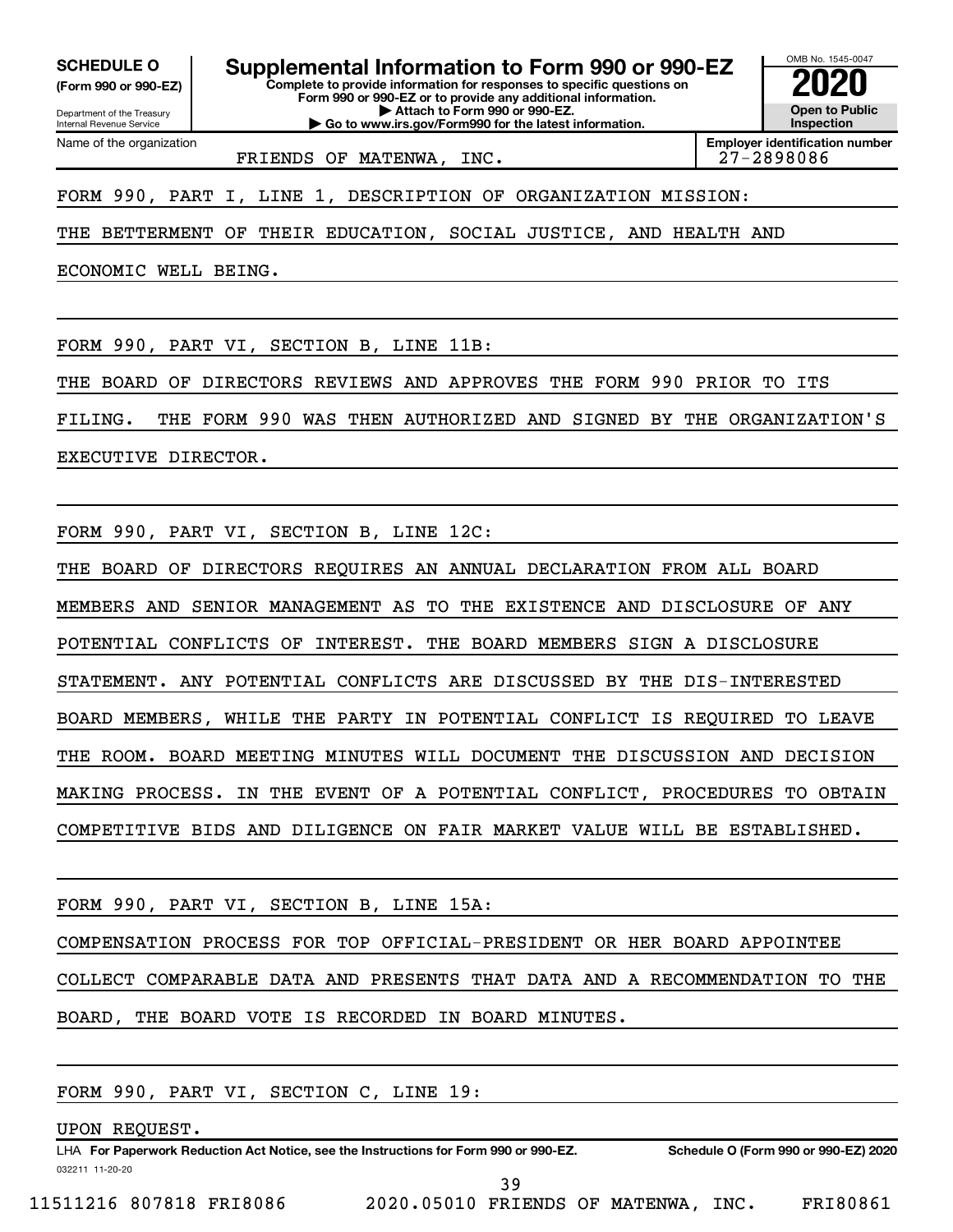**SCHEDULE O**
**(Form 990 or 990-EZ)**

Department of the Treasury
Internal Revenue Service

# Supplemental Information to Form 990 or 990-EZ

**Complete to provide information for responses to specific questions on Form 990 or 990-EZ or to provide any additional information.**
**▶ Attach to Form 990 or 990-EZ.**
**▶ Go to www.irs.gov/Form990 for the latest information.**

OMB No. 1545-0047
**2020**
**Open to Public Inspection**

Name of the organization: FRIENDS OF MATENWA, INC.
**Employer identification number:** 27-2898086

FORM 990, PART I, LINE 1, DESCRIPTION OF ORGANIZATION MISSION:

THE BETTERMENT OF THEIR EDUCATION, SOCIAL JUSTICE, AND HEALTH AND ECONOMIC WELL BEING.

FORM 990, PART VI, SECTION B, LINE 11B:

THE BOARD OF DIRECTORS REVIEWS AND APPROVES THE FORM 990 PRIOR TO ITS FILING. THE FORM 990 WAS THEN AUTHORIZED AND SIGNED BY THE ORGANIZATION'S EXECUTIVE DIRECTOR.

FORM 990, PART VI, SECTION B, LINE 12C:

THE BOARD OF DIRECTORS REQUIRES AN ANNUAL DECLARATION FROM ALL BOARD MEMBERS AND SENIOR MANAGEMENT AS TO THE EXISTENCE AND DISCLOSURE OF ANY POTENTIAL CONFLICTS OF INTEREST. THE BOARD MEMBERS SIGN A DISCLOSURE STATEMENT. ANY POTENTIAL CONFLICTS ARE DISCUSSED BY THE DIS-INTERESTED BOARD MEMBERS, WHILE THE PARTY IN POTENTIAL CONFLICT IS REQUIRED TO LEAVE THE ROOM. BOARD MEETING MINUTES WILL DOCUMENT THE DISCUSSION AND DECISION MAKING PROCESS. IN THE EVENT OF A POTENTIAL CONFLICT, PROCEDURES TO OBTAIN COMPETITIVE BIDS AND DILIGENCE ON FAIR MARKET VALUE WILL BE ESTABLISHED.

FORM 990, PART VI, SECTION B, LINE 15A:

COMPENSATION PROCESS FOR TOP OFFICIAL-PRESIDENT OR HER BOARD APPOINTEE COLLECT COMPARABLE DATA AND PRESENTS THAT DATA AND A RECOMMENDATION TO THE BOARD, THE BOARD VOTE IS RECORDED IN BOARD MINUTES.

FORM 990, PART VI, SECTION C, LINE 19:

UPON REQUEST.

LHA **For Paperwork Reduction Act Notice, see the Instructions for Form 990 or 990-EZ.** **Schedule O (Form 990 or 990-EZ) 2020**

032211 11-20-20

11511216 807818 FRI8086 2020.05010 FRIENDS OF MATENWA, INC. FRI80861